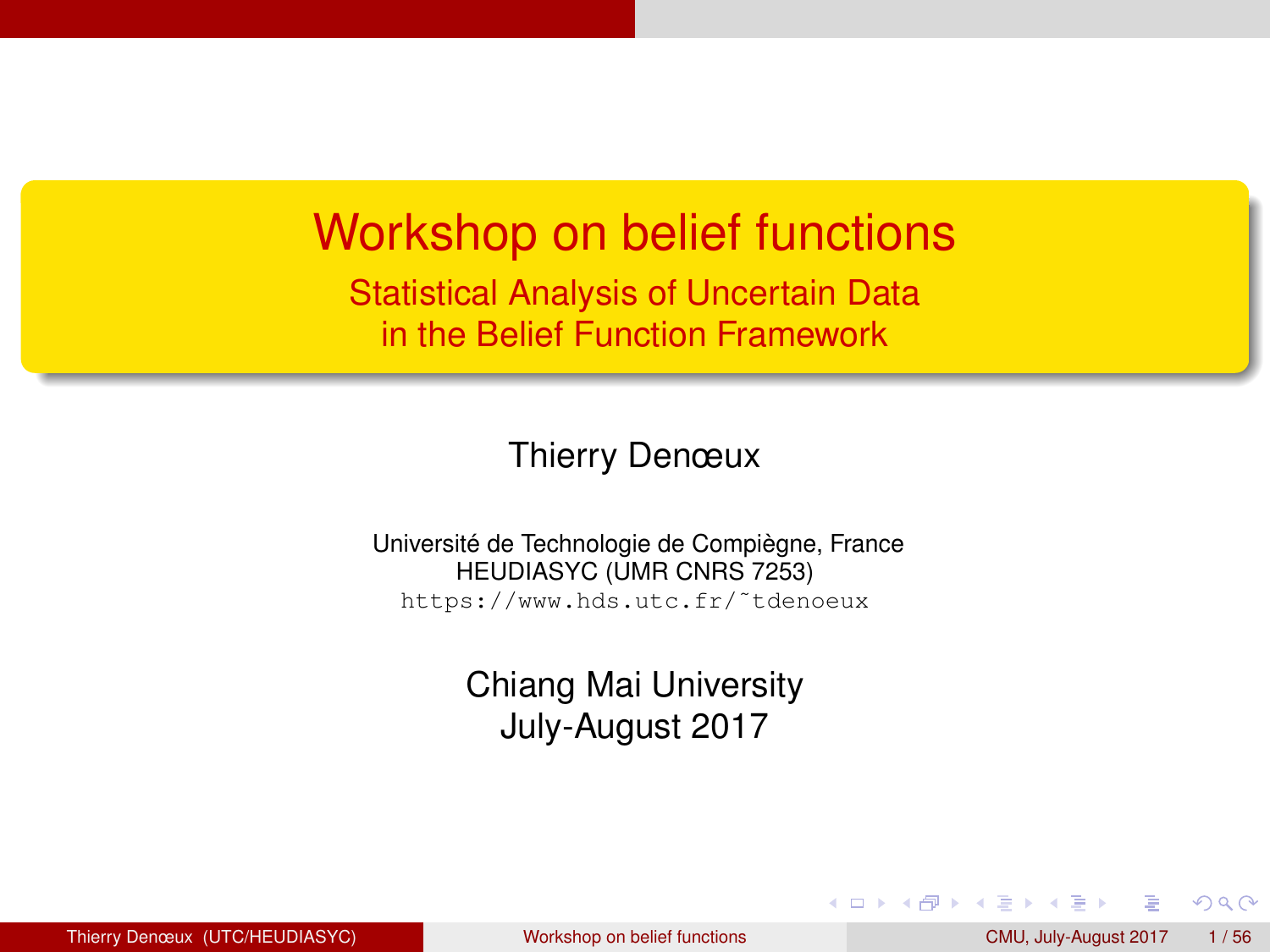# Workshop on belief functions

## Statistical Analysis of Uncertain Data in the Belief Function Framework

Thierry Denœux

Université de Technologie de Compiègne, France
HEUDIASYC (UMR CNRS 7253)
https://www.hds.utc.fr/~tdenoeux

Chiang Mai University
July-August 2017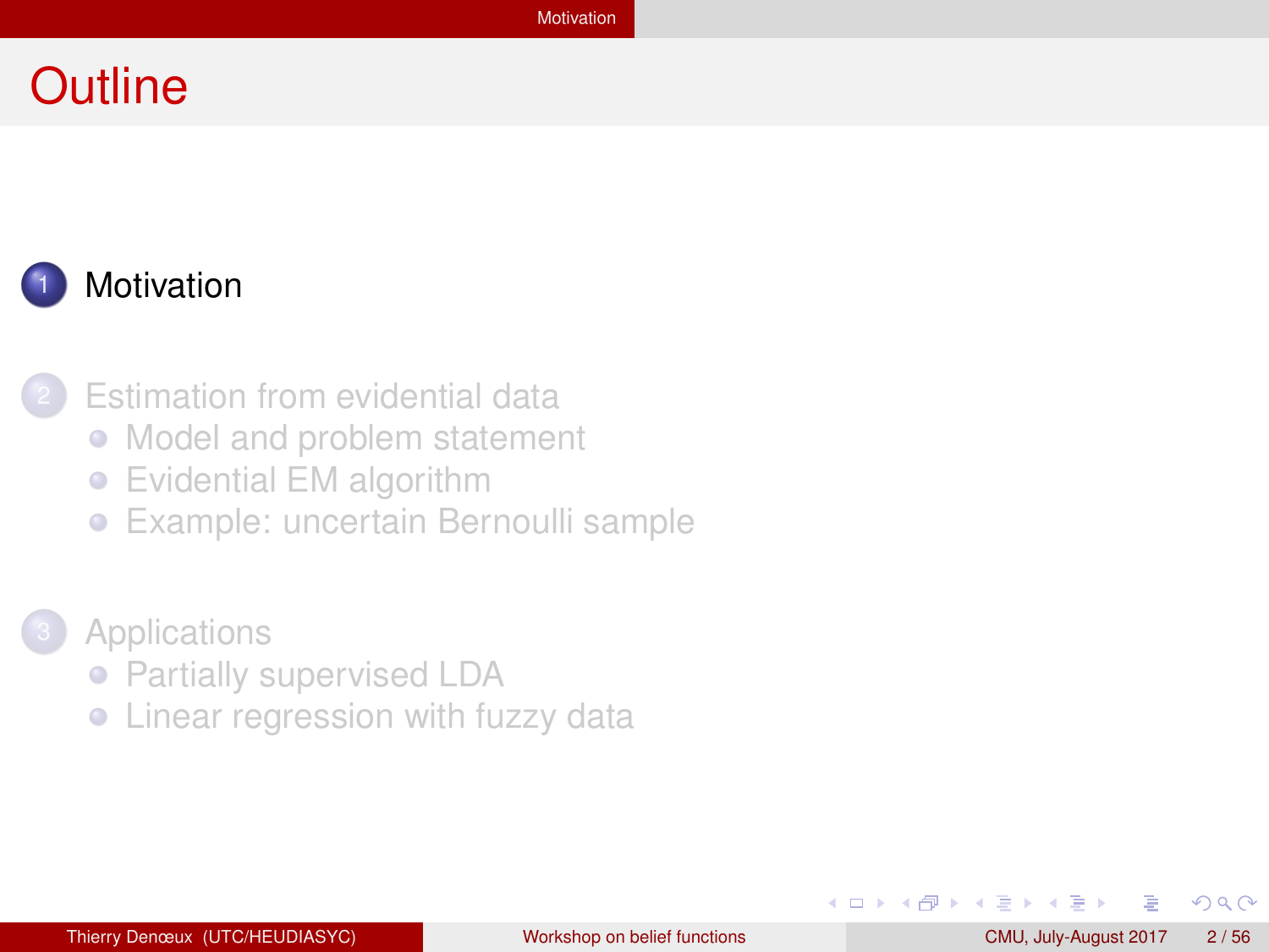# Outline

1. Motivation
2. Estimation from evidential data
   - Model and problem statement
   - Evidential EM algorithm
   - Example: uncertain Bernoulli sample
3. Applications
   - Partially supervised LDA
   - Linear regression with fuzzy data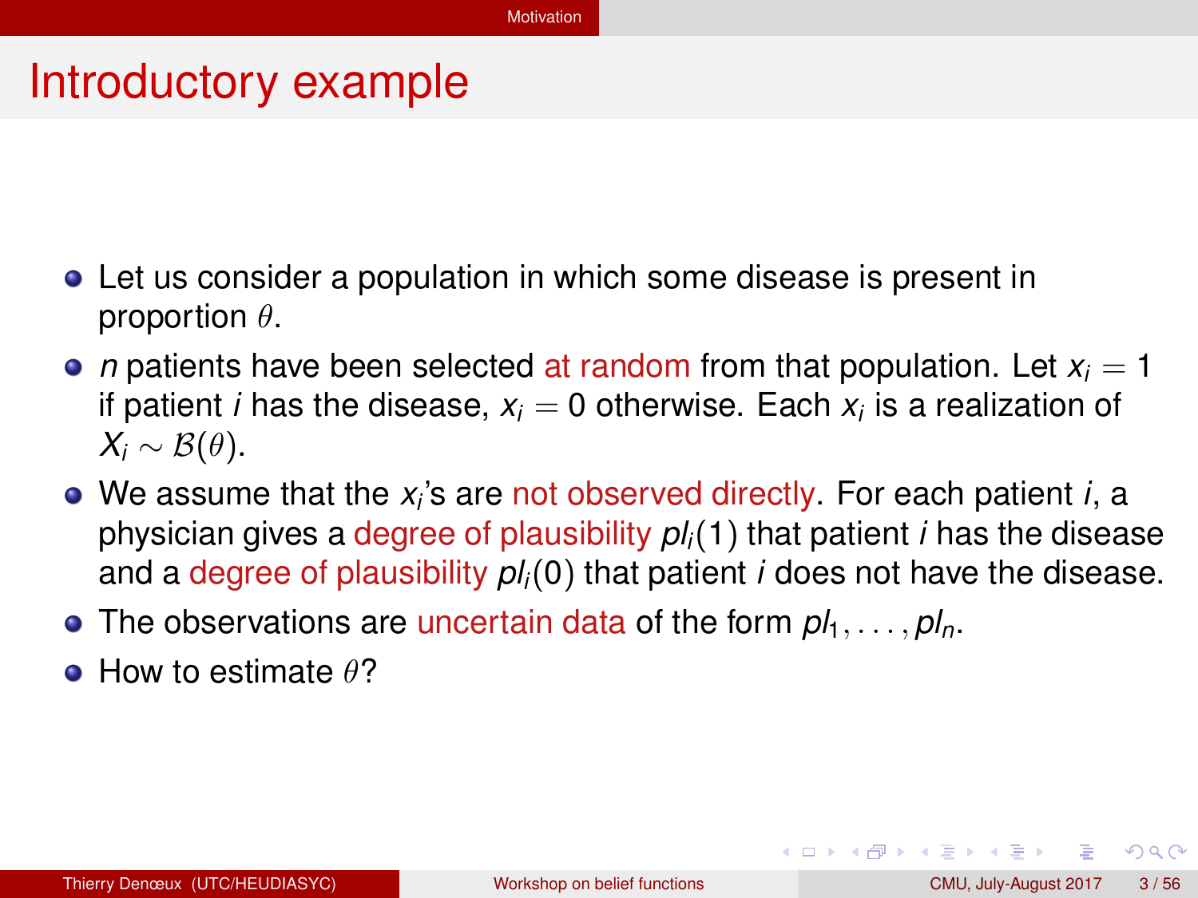# Introductory example

- Let us consider a population in which some disease is present in proportion $\theta$.
- $n$ patients have been selected at random from that population. Let $x_i = 1$ if patient $i$ has the disease, $x_i = 0$ otherwise. Each $x_i$ is a realization of $X_i \sim \mathcal{B}(\theta)$.
- We assume that the $x_i$'s are not observed directly. For each patient $i$, a physician gives a degree of plausibility $pl_i(1)$ that patient $i$ has the disease and a degree of plausibility $pl_i(0)$ that patient $i$ does not have the disease.
- The observations are uncertain data of the form $pl_1, \ldots, pl_n$.
- How to estimate $\theta$?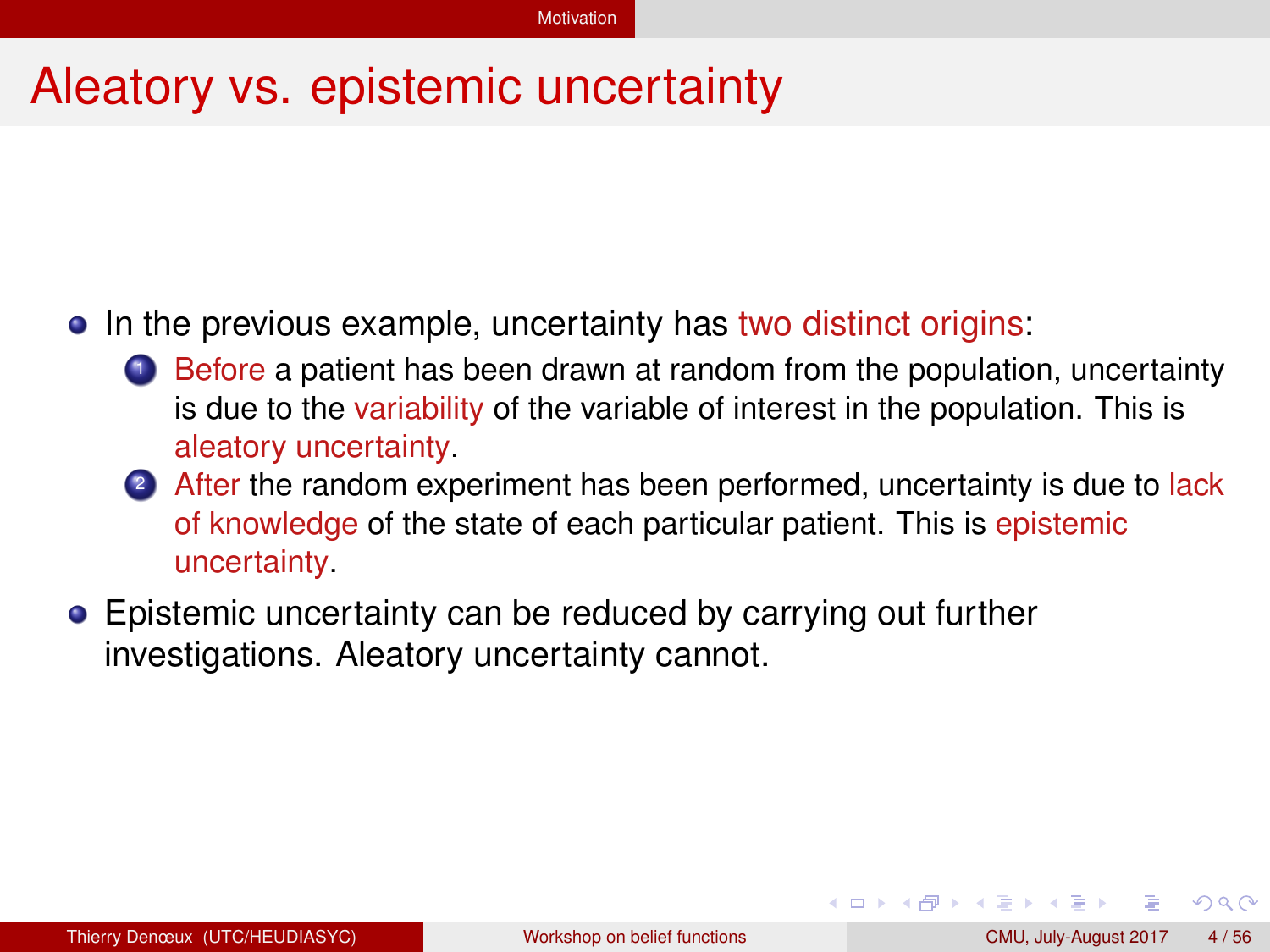# Aleatory vs. epistemic uncertainty

- In the previous example, uncertainty has two distinct origins:
  1. Before a patient has been drawn at random from the population, uncertainty is due to the variability of the variable of interest in the population. This is aleatory uncertainty.
  2. After the random experiment has been performed, uncertainty is due to lack of knowledge of the state of each particular patient. This is epistemic uncertainty.
- Epistemic uncertainty can be reduced by carrying out further investigations. Aleatory uncertainty cannot.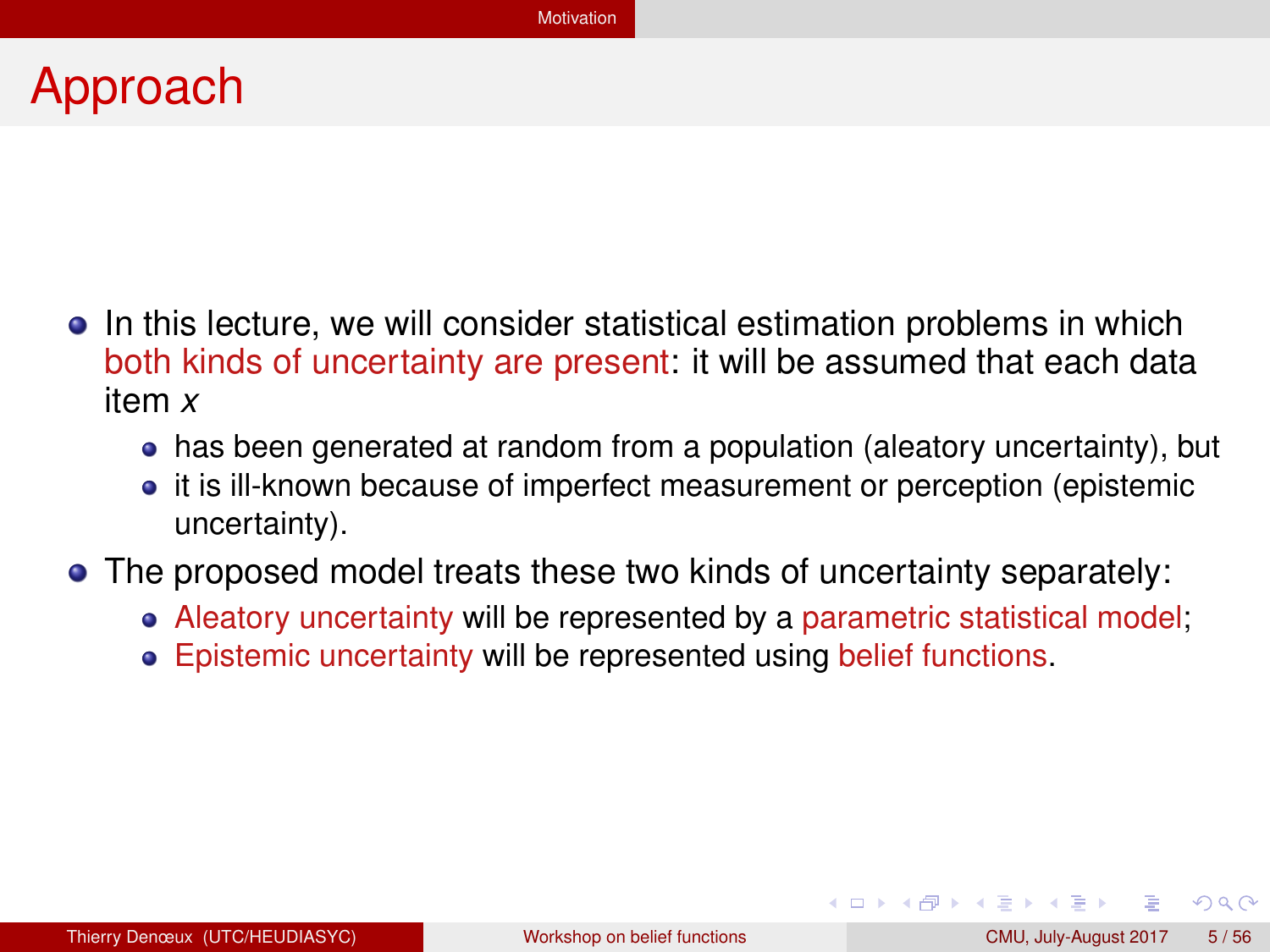# Approach

- In this lecture, we will consider statistical estimation problems in which both kinds of uncertainty are present: it will be assumed that each data item $x$
  - has been generated at random from a population (aleatory uncertainty), but
  - it is ill-known because of imperfect measurement or perception (epistemic uncertainty).
- The proposed model treats these two kinds of uncertainty separately:
  - Aleatory uncertainty will be represented by a parametric statistical model;
  - Epistemic uncertainty will be represented using belief functions.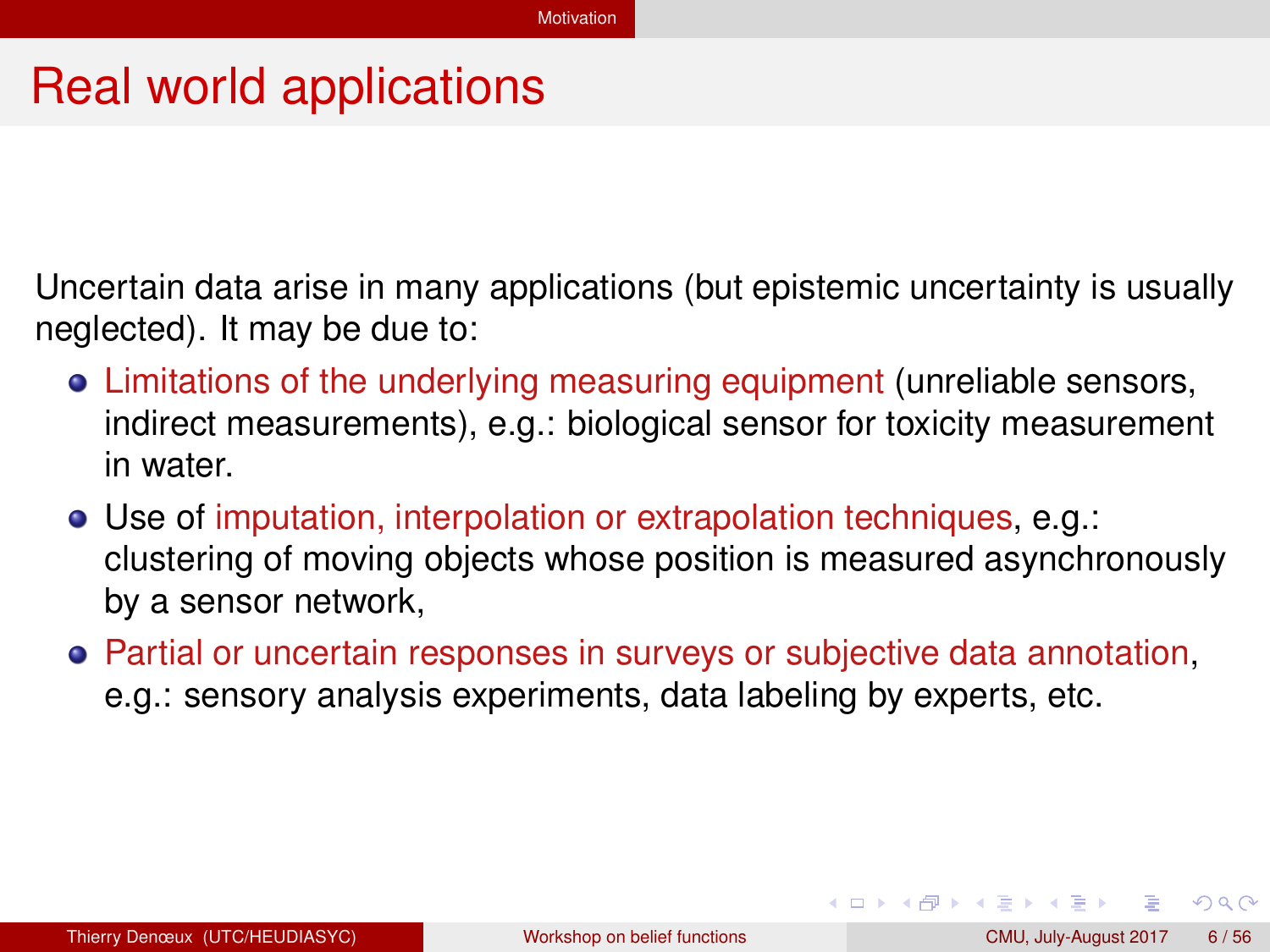# Real world applications

Uncertain data arise in many applications (but epistemic uncertainty is usually neglected). It may be due to:

- Limitations of the underlying measuring equipment (unreliable sensors, indirect measurements), e.g.: biological sensor for toxicity measurement in water.
- Use of imputation, interpolation or extrapolation techniques, e.g.: clustering of moving objects whose position is measured asynchronously by a sensor network,
- Partial or uncertain responses in surveys or subjective data annotation, e.g.: sensory analysis experiments, data labeling by experts, etc.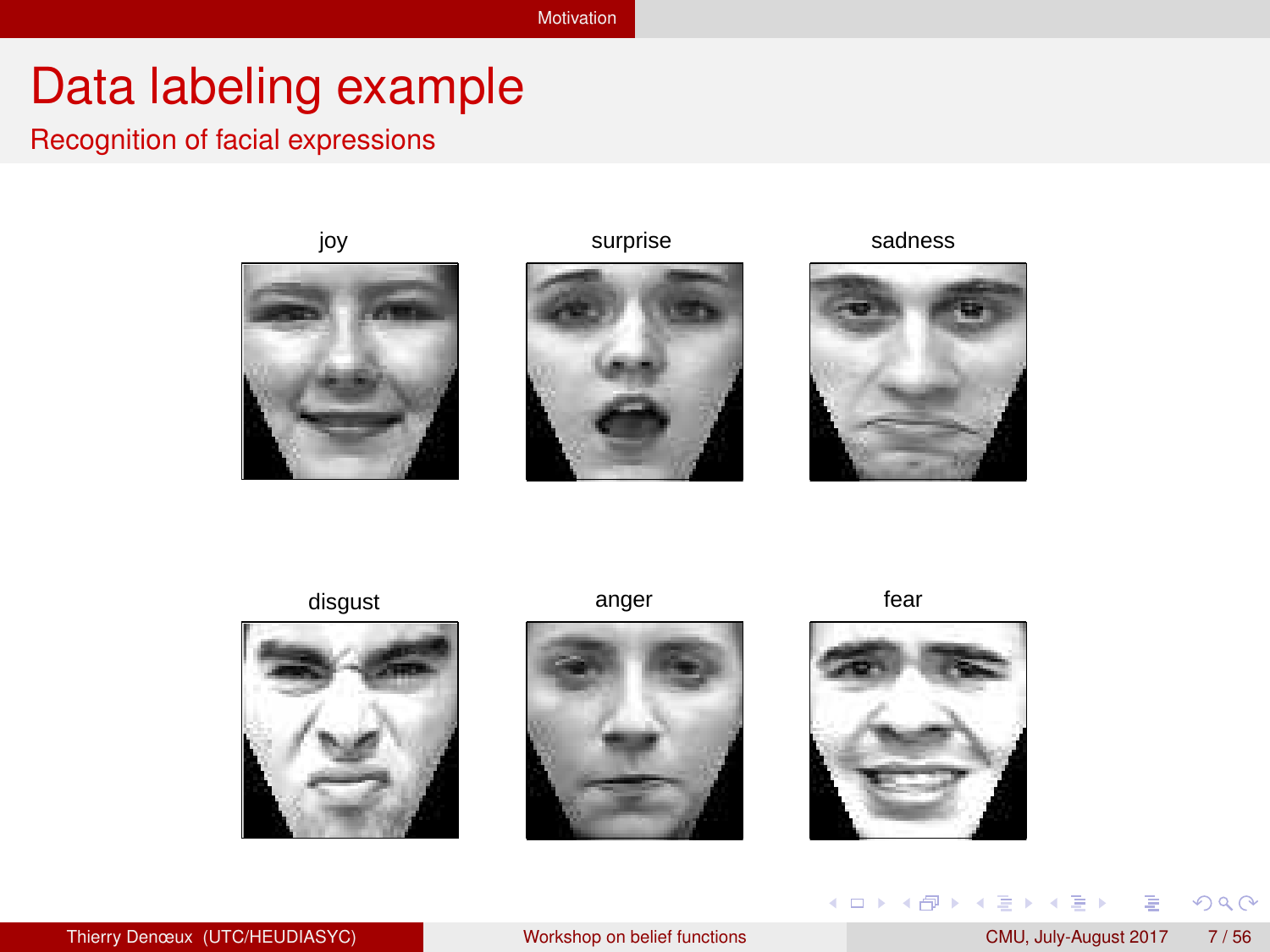# Data labeling example

## Recognition of facial expressions

joy

surprise

sadness

disgust

anger

fear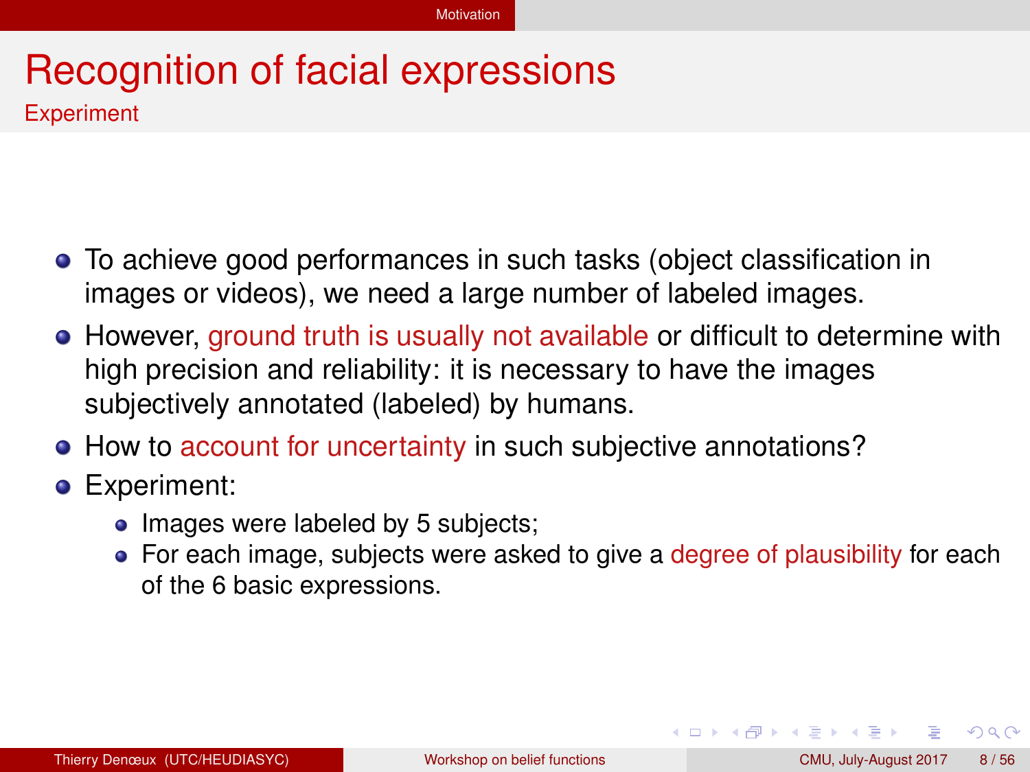# Recognition of facial expressions

## Experiment

- To achieve good performances in such tasks (object classification in images or videos), we need a large number of labeled images.
- However, ground truth is usually not available or difficult to determine with high precision and reliability: it is necessary to have the images subjectively annotated (labeled) by humans.
- How to account for uncertainty in such subjective annotations?
- Experiment:
  - Images were labeled by 5 subjects;
  - For each image, subjects were asked to give a degree of plausibility for each of the 6 basic expressions.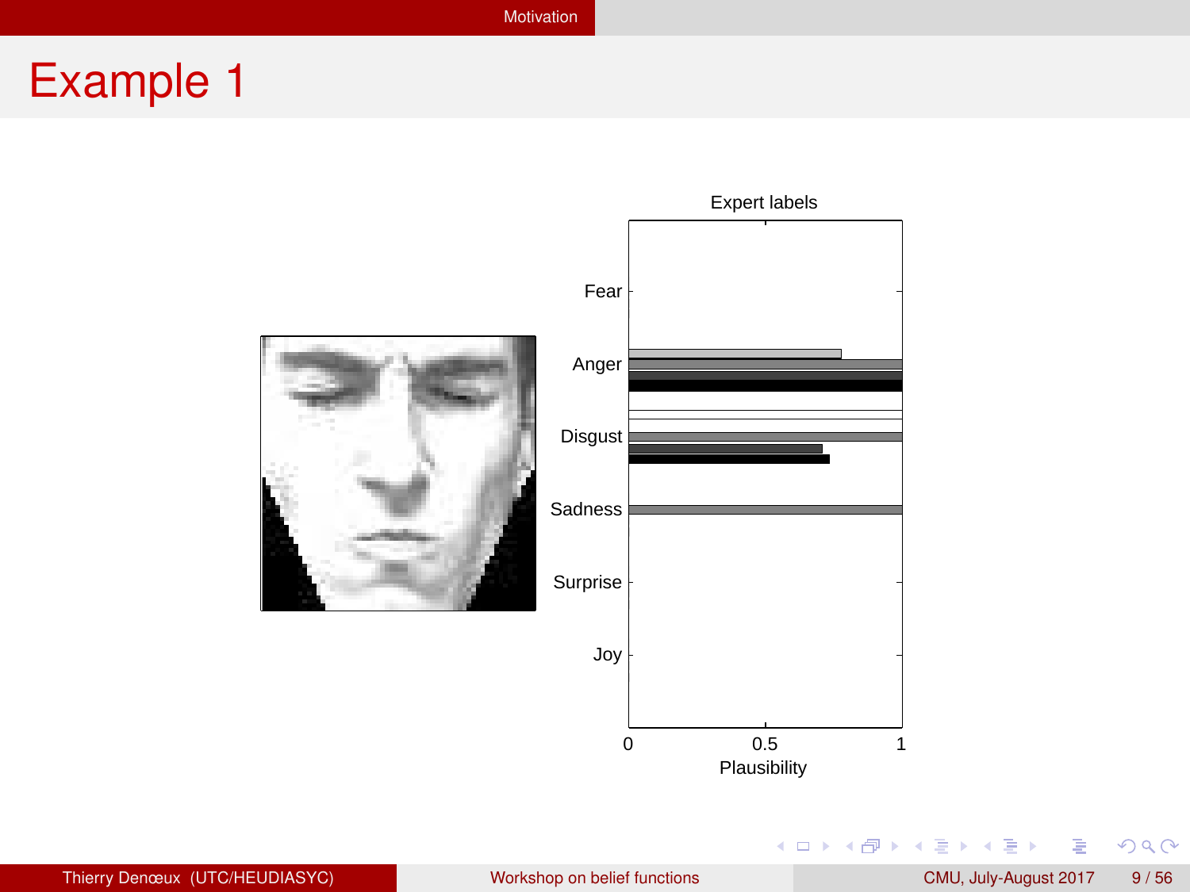# Example 1

Expert labels

Fear

Anger

Disgust

Sadness

Surprise

Joy

0 0.5 1

Plausibility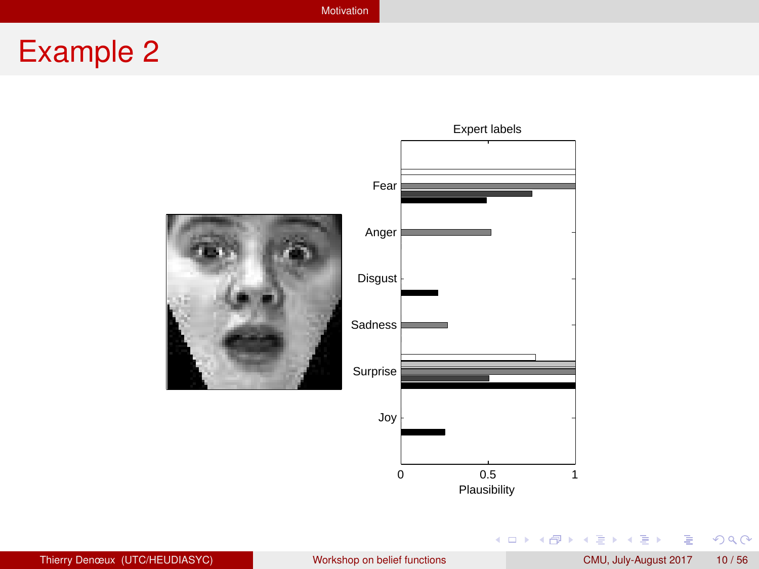# Example 2

Expert labels

Fear

Anger

Disgust

Sadness

Surprise

Joy

0 0.5 1

Plausibility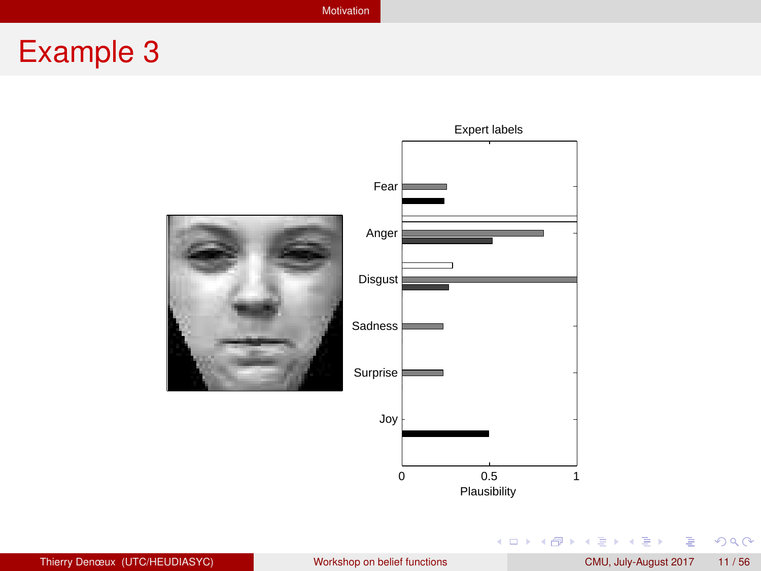# Example 3

Expert labels

Fear

Anger

Disgust

Sadness

Surprise

Joy

0 0.5 1

Plausibility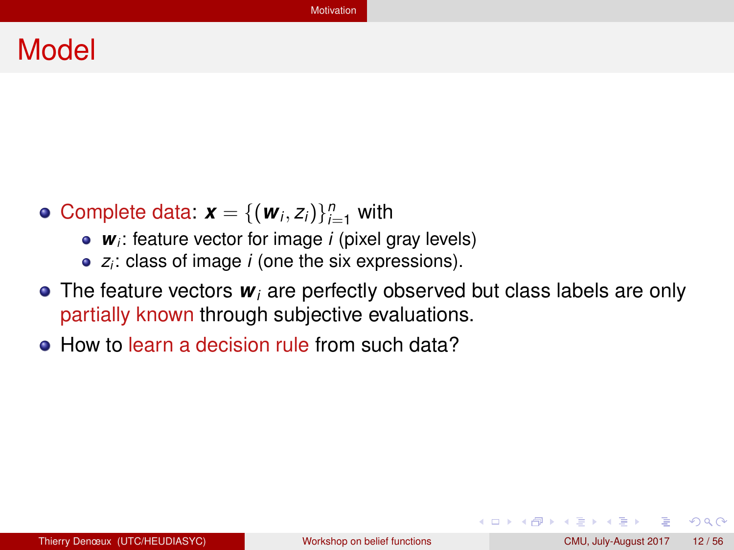# Model

- Complete data: $\boldsymbol{x} = \{(\boldsymbol{w}_i, z_i)\}_{i=1}^n$ with
  - $\boldsymbol{w}_i$: feature vector for image $i$ (pixel gray levels)
  - $z_i$: class of image $i$ (one the six expressions).
- The feature vectors $\boldsymbol{w}_i$ are perfectly observed but class labels are only partially known through subjective evaluations.
- How to learn a decision rule from such data?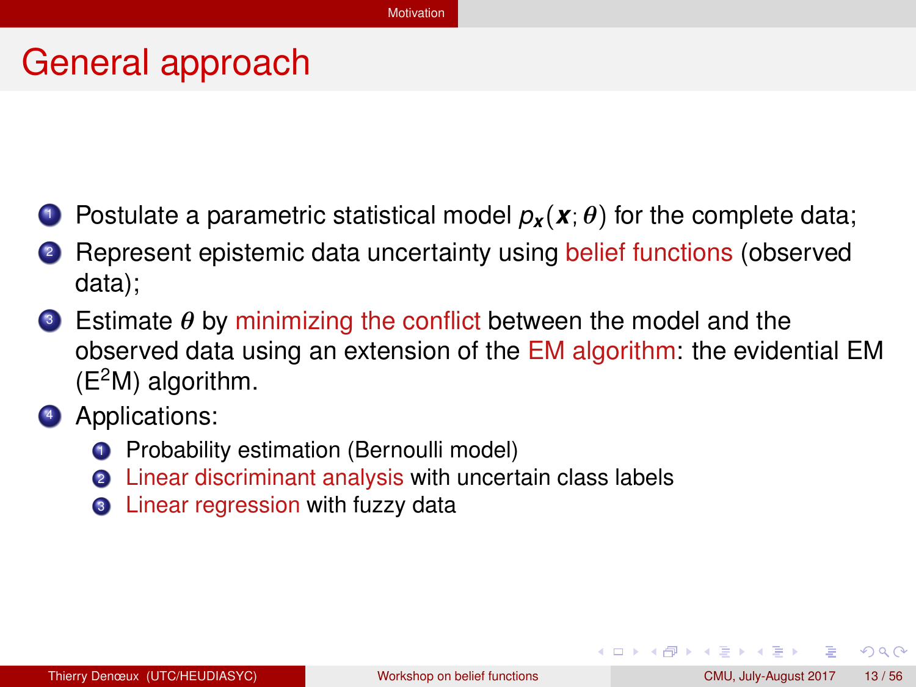# General approach

1. Postulate a parametric statistical model $p_{\boldsymbol{x}}(\boldsymbol{x};\theta)$ for the complete data;
2. Represent epistemic data uncertainty using belief functions (observed data);
3. Estimate $\theta$ by minimizing the conflict between the model and the observed data using an extension of the EM algorithm: the evidential EM ($E^2M$) algorithm.
4. Applications:
   1. Probability estimation (Bernoulli model)
   2. Linear discriminant analysis with uncertain class labels
   3. Linear regression with fuzzy data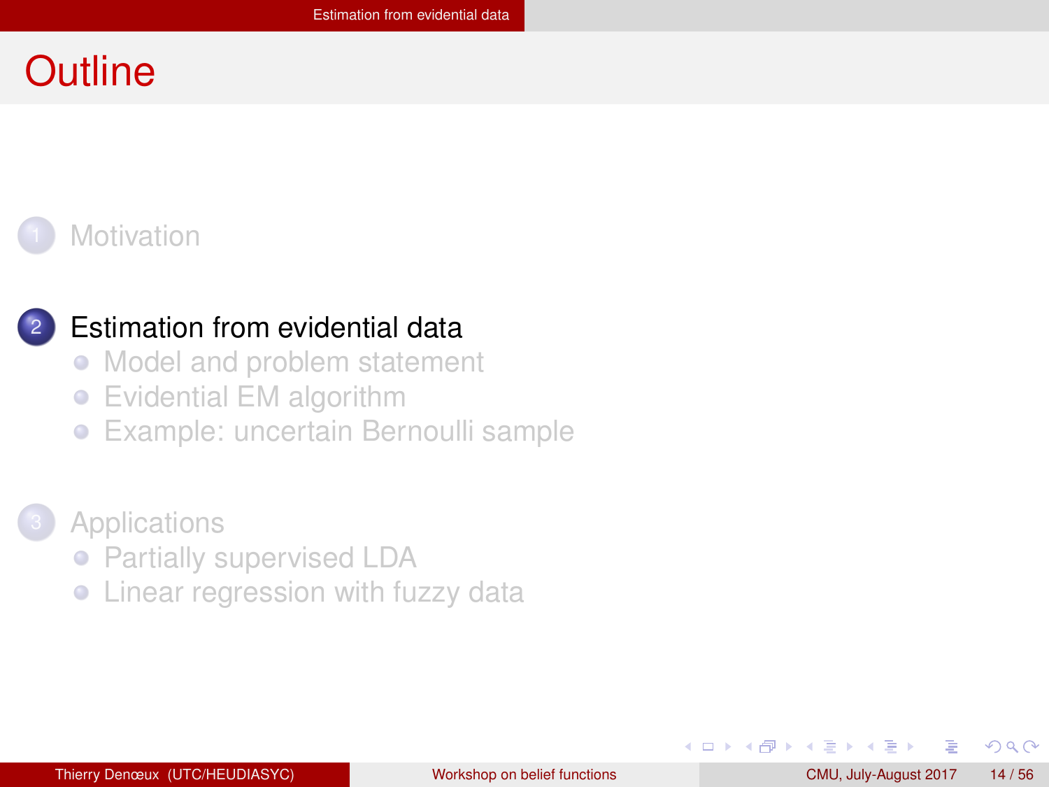# Outline

1. Motivation

2. Estimation from evidential data
   - Model and problem statement
   - Evidential EM algorithm
   - Example: uncertain Bernoulli sample

3. Applications
   - Partially supervised LDA
   - Linear regression with fuzzy data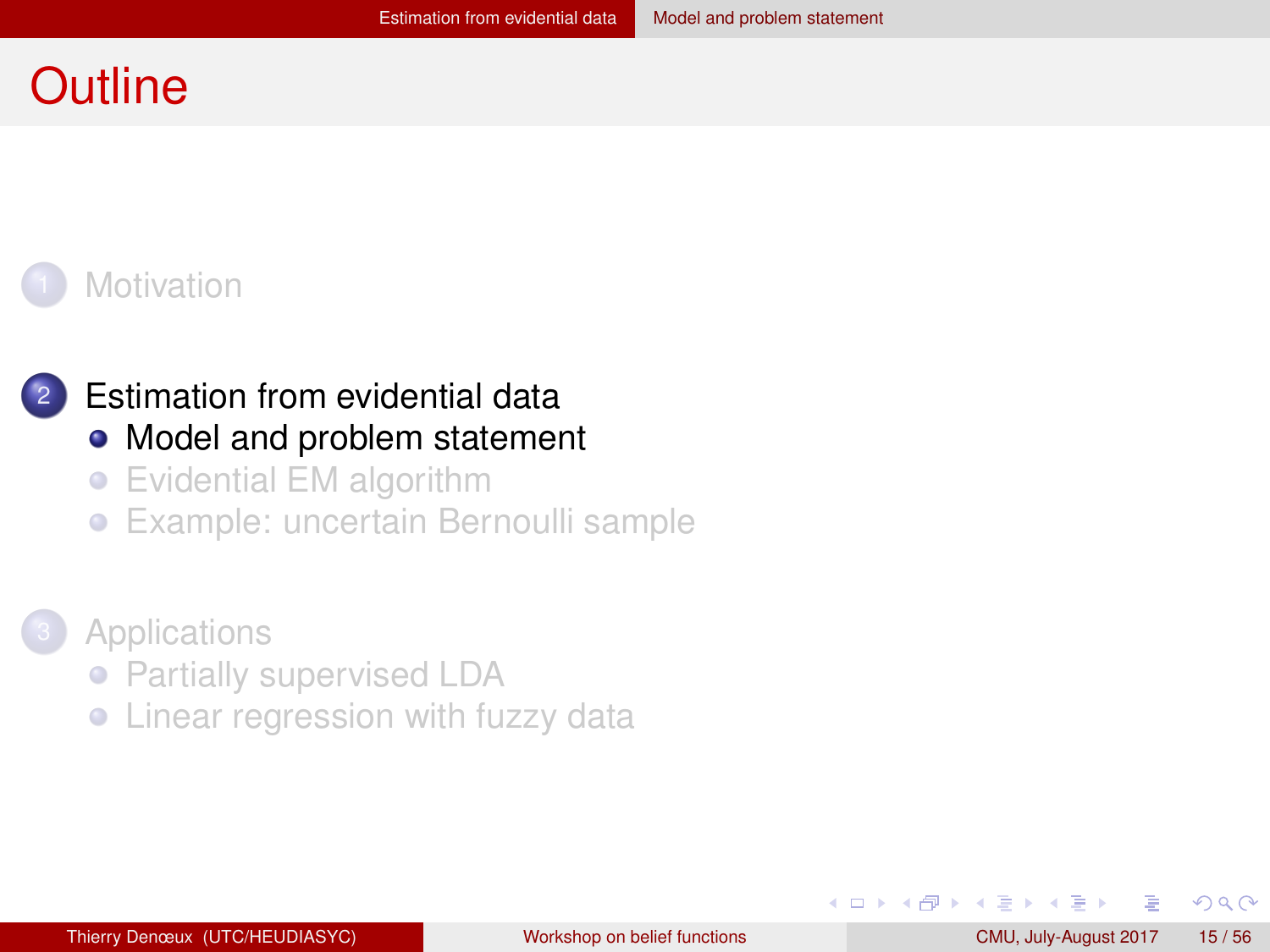# Outline

1. Motivation

2. Estimation from evidential data
   - Model and problem statement
   - Evidential EM algorithm
   - Example: uncertain Bernoulli sample

3. Applications
   - Partially supervised LDA
   - Linear regression with fuzzy data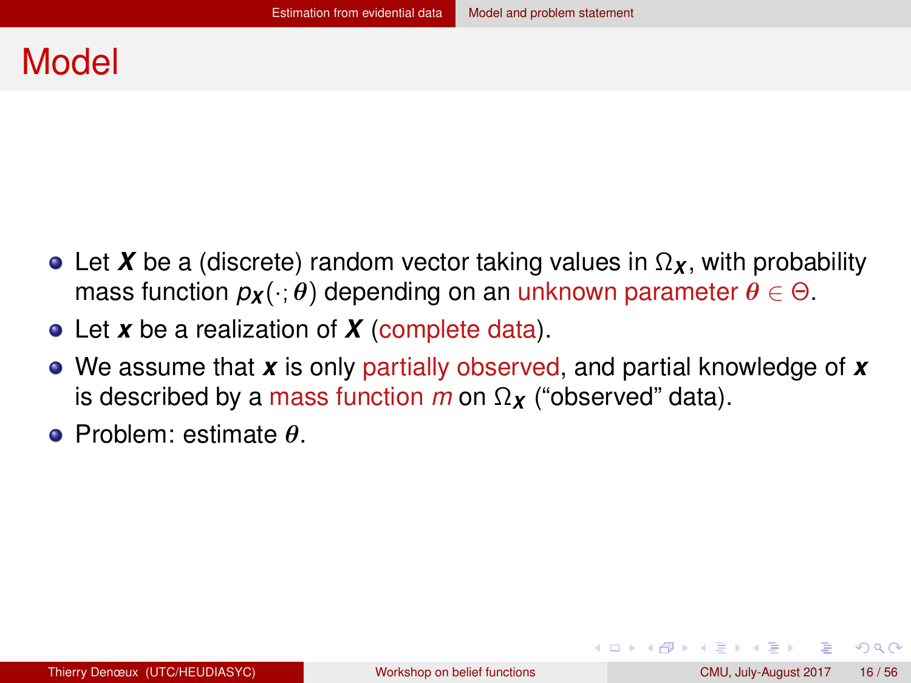# Model

- Let $\boldsymbol{X}$ be a (discrete) random vector taking values in $\Omega_{\boldsymbol{X}}$, with probability mass function $p_{\boldsymbol{X}}(\cdot; \boldsymbol{\theta})$ depending on an unknown parameter $\boldsymbol{\theta} \in \Theta$.
- Let $\boldsymbol{x}$ be a realization of $\boldsymbol{X}$ (complete data).
- We assume that $\boldsymbol{x}$ is only partially observed, and partial knowledge of $\boldsymbol{x}$ is described by a mass function $m$ on $\Omega_{\boldsymbol{X}}$ ("observed" data).
- Problem: estimate $\boldsymbol{\theta}$.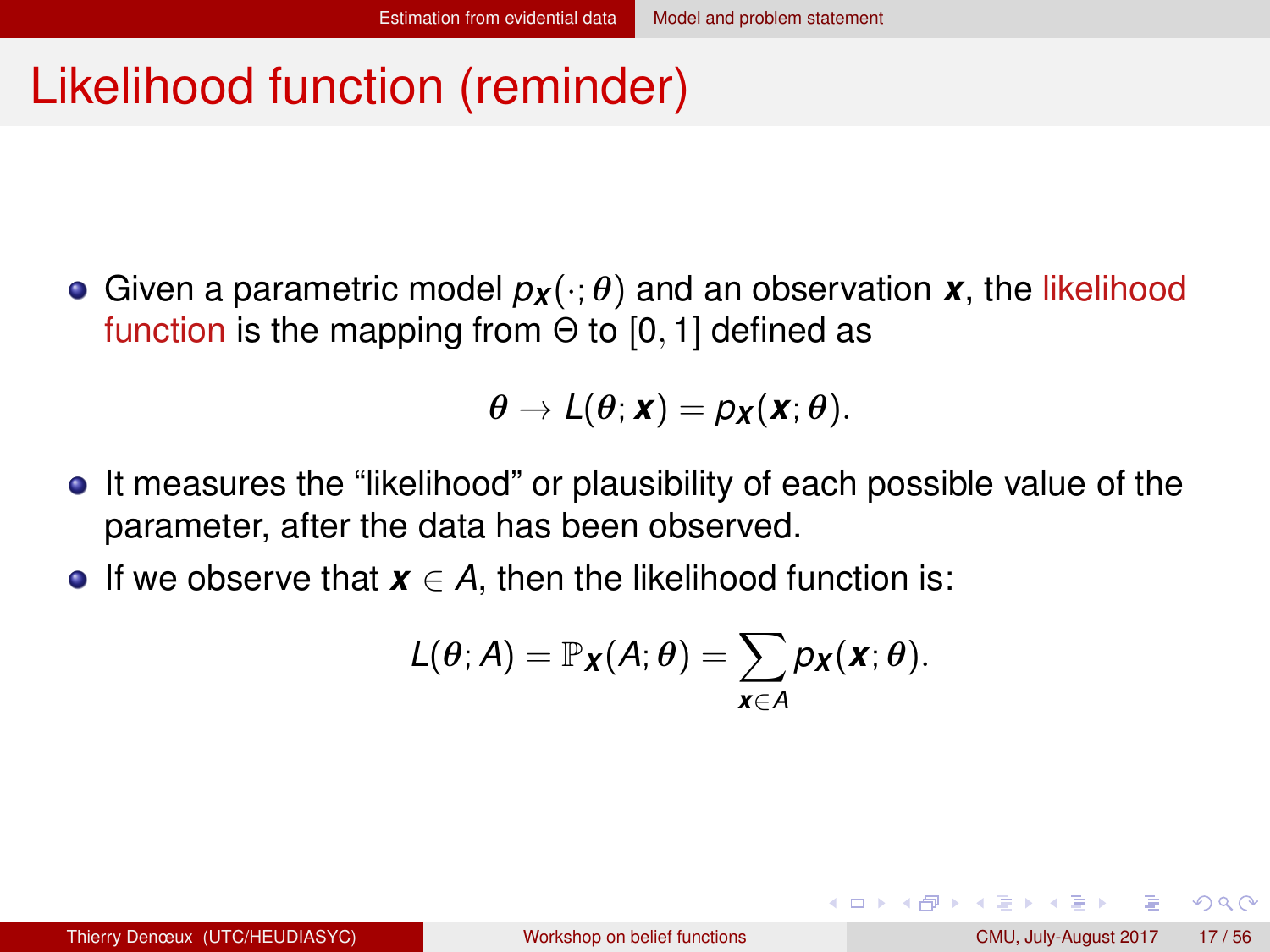# Likelihood function (reminder)

- Given a parametric model $p_{\boldsymbol{X}}(\cdot;\boldsymbol{\theta})$ and an observation $\boldsymbol{x}$, the likelihood function is the mapping from $\Theta$ to $[0,1]$ defined as

$$\boldsymbol{\theta} \rightarrow L(\boldsymbol{\theta};\boldsymbol{x}) = p_{\boldsymbol{X}}(\boldsymbol{x};\boldsymbol{\theta}).$$

- It measures the “likelihood” or plausibility of each possible value of the parameter, after the data has been observed.
- If we observe that $\boldsymbol{x} \in A$, then the likelihood function is:

$$L(\boldsymbol{\theta};A) = \mathbb{P}_{\boldsymbol{X}}(A;\boldsymbol{\theta}) = \sum_{\boldsymbol{x}\in A} p_{\boldsymbol{X}}(\boldsymbol{x};\boldsymbol{\theta}).$$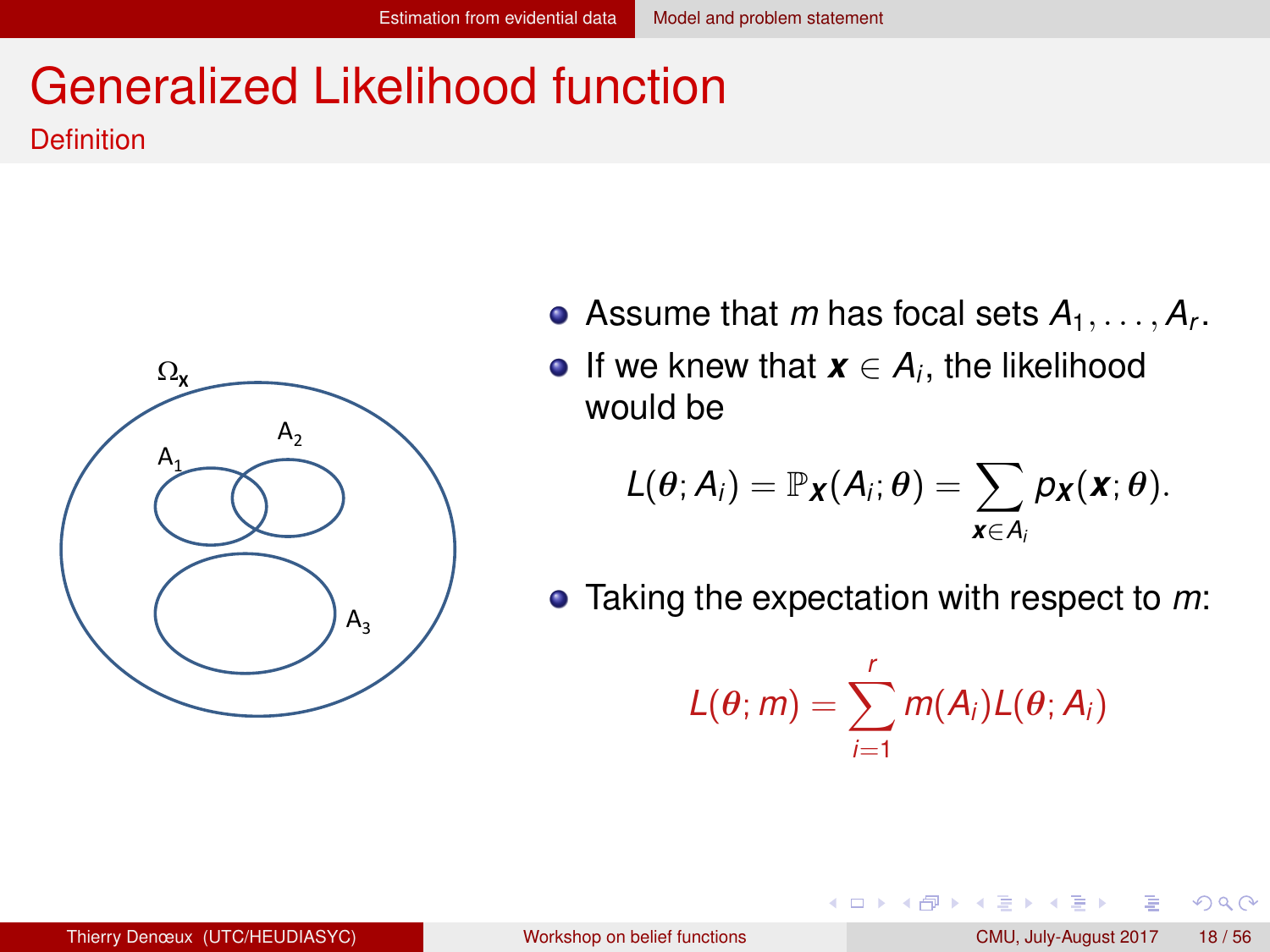# Generalized Likelihood function

## Definition

- Assume that $m$ has focal sets $A_1, \ldots, A_r$.
- If we knew that $\boldsymbol{x} \in A_i$, the likelihood would be

$$L(\theta; A_i) = \mathbb{P}_{\boldsymbol{X}}(A_i; \theta) = \sum_{\boldsymbol{x} \in A_i} p_{\boldsymbol{X}}(\boldsymbol{x}; \theta).$$

- Taking the expectation with respect to $m$:

$$L(\theta; m) = \sum_{i=1}^{r} m(A_i) L(\theta; A_i)$$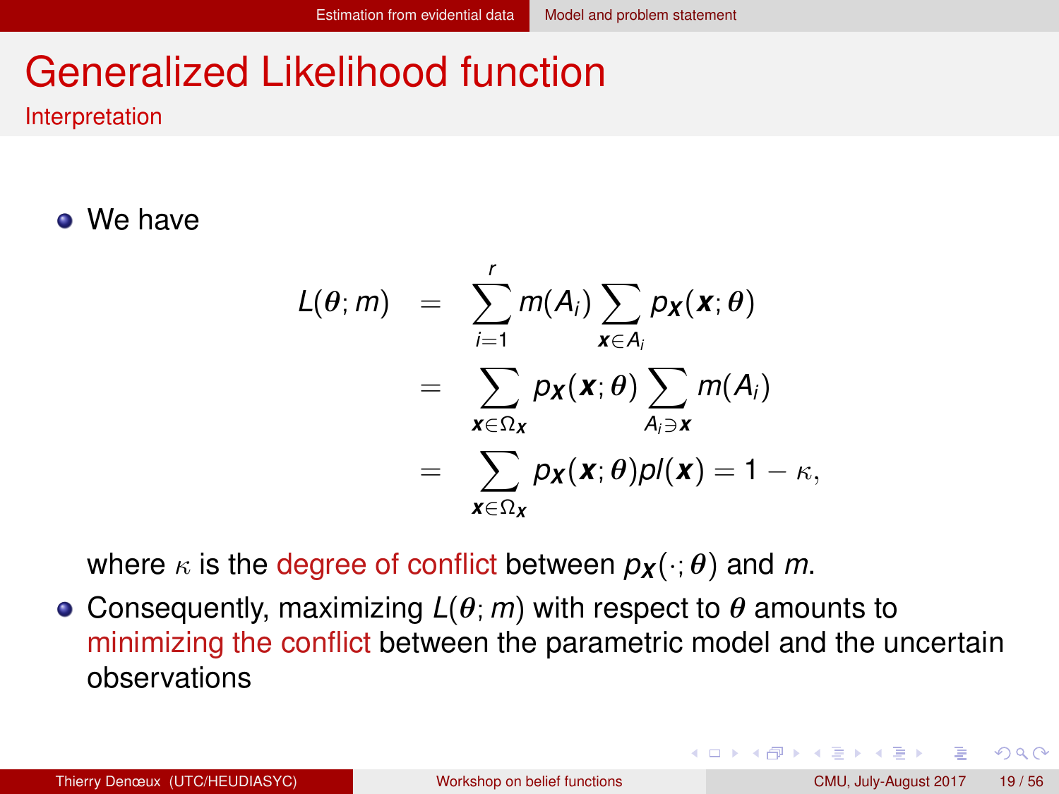# Generalized Likelihood function

## Interpretation

- We have

$$
\begin{aligned}
L(\boldsymbol{\theta}; m) &= \sum_{i=1}^{r} m(A_i) \sum_{\boldsymbol{x} \in A_i} p_{\boldsymbol{X}}(\boldsymbol{x}; \boldsymbol{\theta}) \\
&= \sum_{\boldsymbol{x} \in \Omega_{\boldsymbol{X}}} p_{\boldsymbol{X}}(\boldsymbol{x}; \boldsymbol{\theta}) \sum_{A_i \ni \boldsymbol{x}} m(A_i) \\
&= \sum_{\boldsymbol{x} \in \Omega_{\boldsymbol{X}}} p_{\boldsymbol{X}}(\boldsymbol{x}; \boldsymbol{\theta}) pl(\boldsymbol{x}) = 1 - \kappa,
\end{aligned}
$$

  where $\kappa$ is the degree of conflict between $p_{\boldsymbol{X}}(\cdot; \boldsymbol{\theta})$ and $m$.

- Consequently, maximizing $L(\boldsymbol{\theta}; m)$ with respect to $\boldsymbol{\theta}$ amounts to minimizing the conflict between the parametric model and the uncertain observations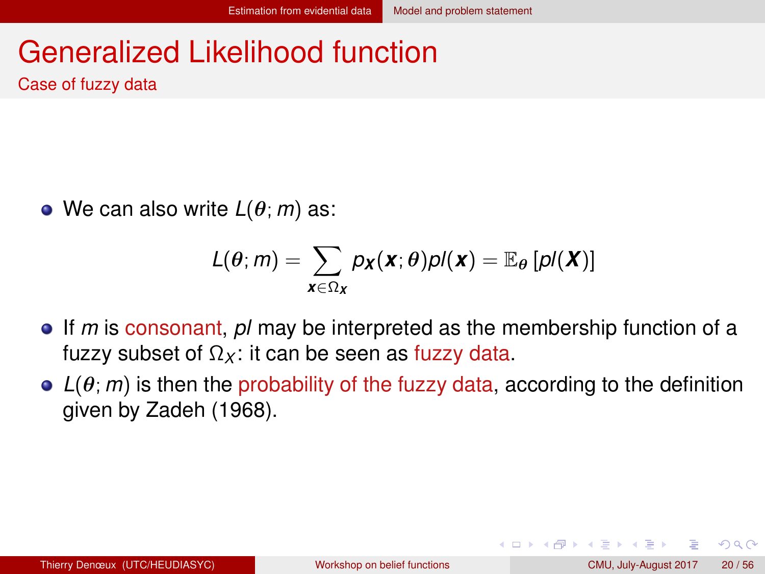# Generalized Likelihood function

## Case of fuzzy data

- We can also write $L(\boldsymbol{\theta}; m)$ as:

$$L(\boldsymbol{\theta}; m) = \sum_{\boldsymbol{x} \in \Omega_{\boldsymbol{X}}} p_{\boldsymbol{X}}(\boldsymbol{x}; \boldsymbol{\theta}) pl(\boldsymbol{x}) = \mathbb{E}_{\boldsymbol{\theta}} \left[ pl(\boldsymbol{X}) \right]$$

- If $m$ is consonant, $pl$ may be interpreted as the membership function of a fuzzy subset of $\Omega_X$: it can be seen as fuzzy data.
- $L(\boldsymbol{\theta}; m)$ is then the probability of the fuzzy data, according to the definition given by Zadeh (1968).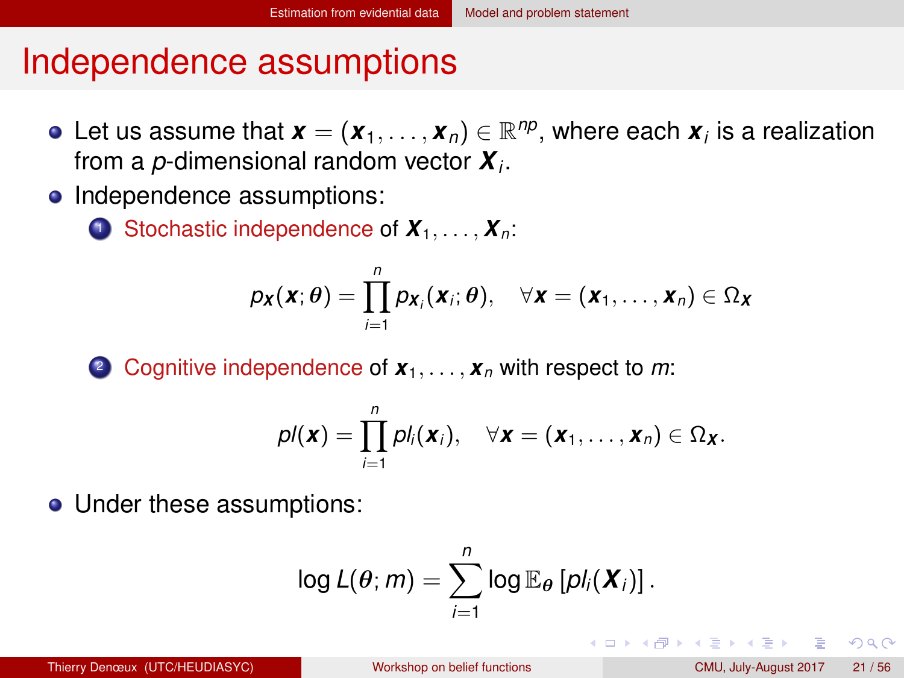# Independence assumptions

- Let us assume that $\boldsymbol{x} = (\boldsymbol{x}_1, \ldots, \boldsymbol{x}_n) \in \mathbb{R}^{np}$, where each $\boldsymbol{x}_i$ is a realization from a $p$-dimensional random vector $\boldsymbol{X}_i$.
- Independence assumptions:
  1. Stochastic independence of $\boldsymbol{X}_1, \ldots, \boldsymbol{X}_n$:

$$p_{\boldsymbol{X}}(\boldsymbol{x}; \boldsymbol{\theta}) = \prod_{i=1}^{n} p_{\boldsymbol{X}_i}(\boldsymbol{x}_i; \boldsymbol{\theta}), \quad \forall \boldsymbol{x} = (\boldsymbol{x}_1, \ldots, \boldsymbol{x}_n) \in \Omega_{\boldsymbol{X}}$$

  2. Cognitive independence of $\boldsymbol{x}_1, \ldots, \boldsymbol{x}_n$ with respect to $m$:

$$pl(\boldsymbol{x}) = \prod_{i=1}^{n} pl_i(\boldsymbol{x}_i), \quad \forall \boldsymbol{x} = (\boldsymbol{x}_1, \ldots, \boldsymbol{x}_n) \in \Omega_{\boldsymbol{X}}.$$

- Under these assumptions:

$$\log L(\boldsymbol{\theta}; m) = \sum_{i=1}^{n} \log \mathbb{E}_{\boldsymbol{\theta}} \left[ pl_i(\boldsymbol{X}_i) \right].$$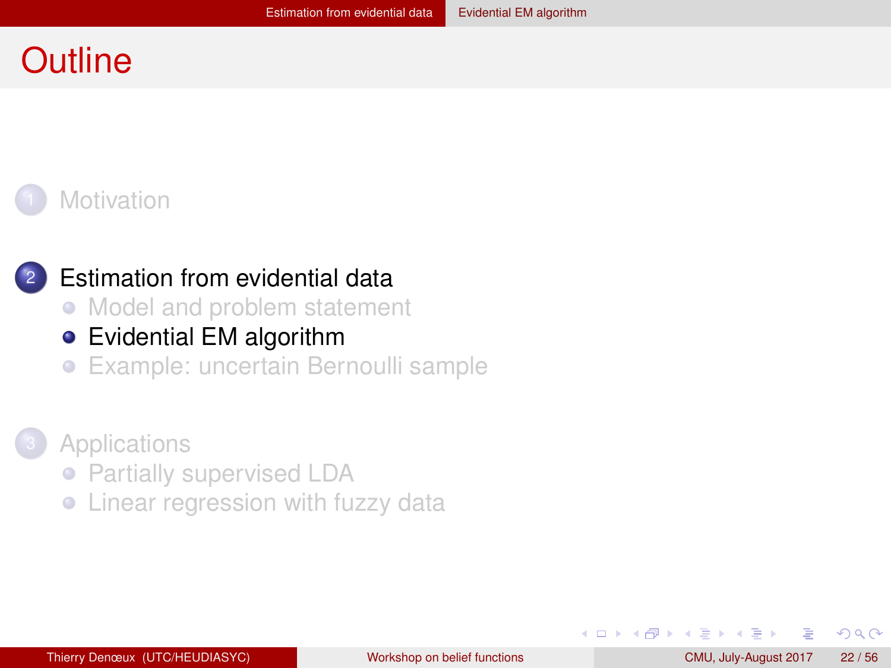# Outline

1. Motivation

2. Estimation from evidential data
   - Model and problem statement
   - Evidential EM algorithm
   - Example: uncertain Bernoulli sample

3. Applications
   - Partially supervised LDA
   - Linear regression with fuzzy data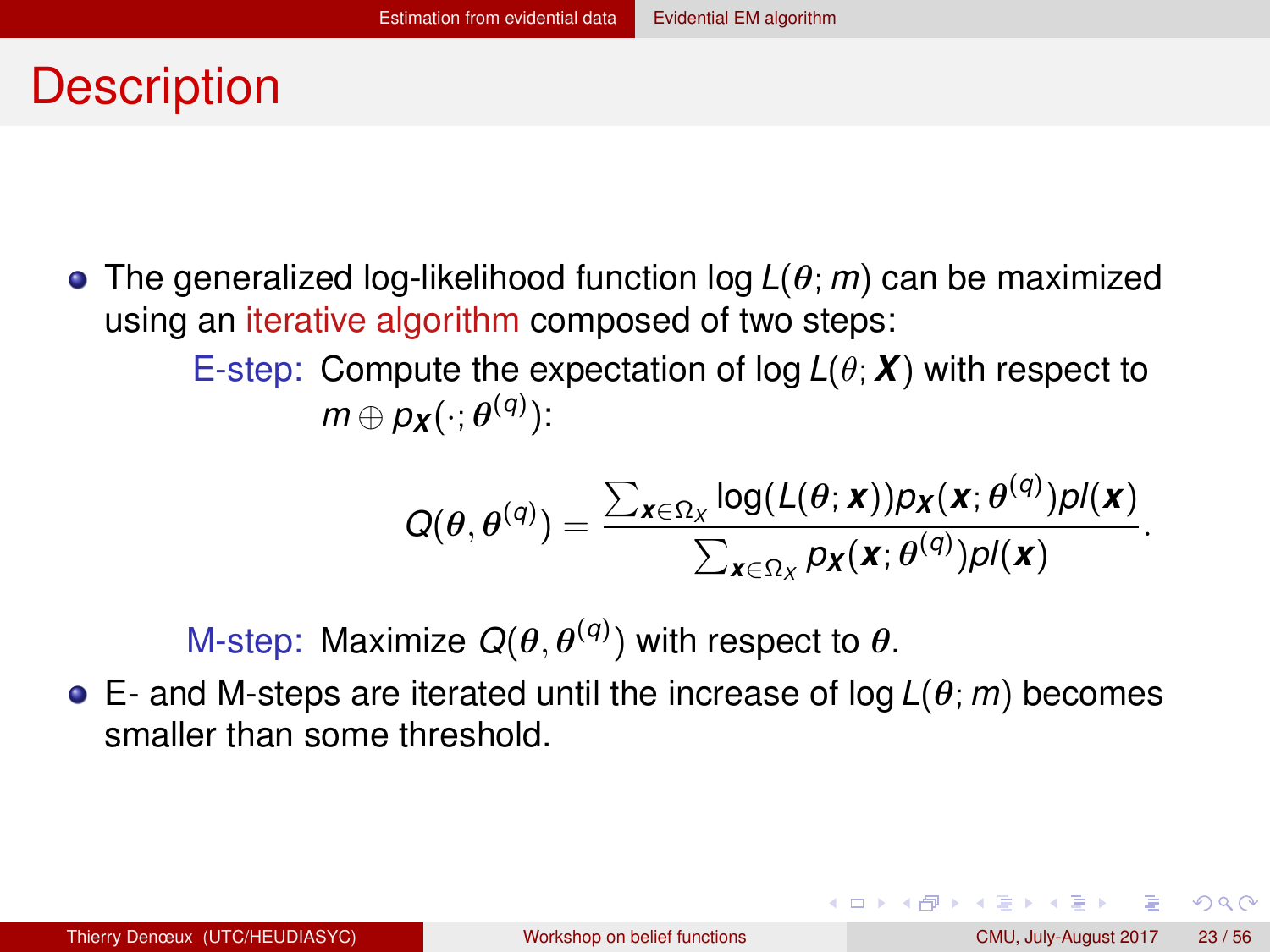# Description

- The generalized log-likelihood function $\log L(\boldsymbol{\theta}; m)$ can be maximized using an iterative algorithm composed of two steps:

  **E-step:** Compute the expectation of $\log L(\theta; \boldsymbol{X})$ with respect to $m \oplus p_{\boldsymbol{X}}(\cdot; \boldsymbol{\theta}^{(q)})$:

$$Q(\boldsymbol{\theta}, \boldsymbol{\theta}^{(q)}) = \frac{\sum_{\boldsymbol{x} \in \Omega_X} \log(L(\boldsymbol{\theta}; \boldsymbol{x})) p_{\boldsymbol{X}}(\boldsymbol{x}; \boldsymbol{\theta}^{(q)}) pl(\boldsymbol{x})}{\sum_{\boldsymbol{x} \in \Omega_X} p_{\boldsymbol{X}}(\boldsymbol{x}; \boldsymbol{\theta}^{(q)}) pl(\boldsymbol{x})}.$$

  **M-step:** Maximize $Q(\boldsymbol{\theta}, \boldsymbol{\theta}^{(q)})$ with respect to $\boldsymbol{\theta}$.

- E- and M-steps are iterated until the increase of $\log L(\boldsymbol{\theta}; m)$ becomes smaller than some threshold.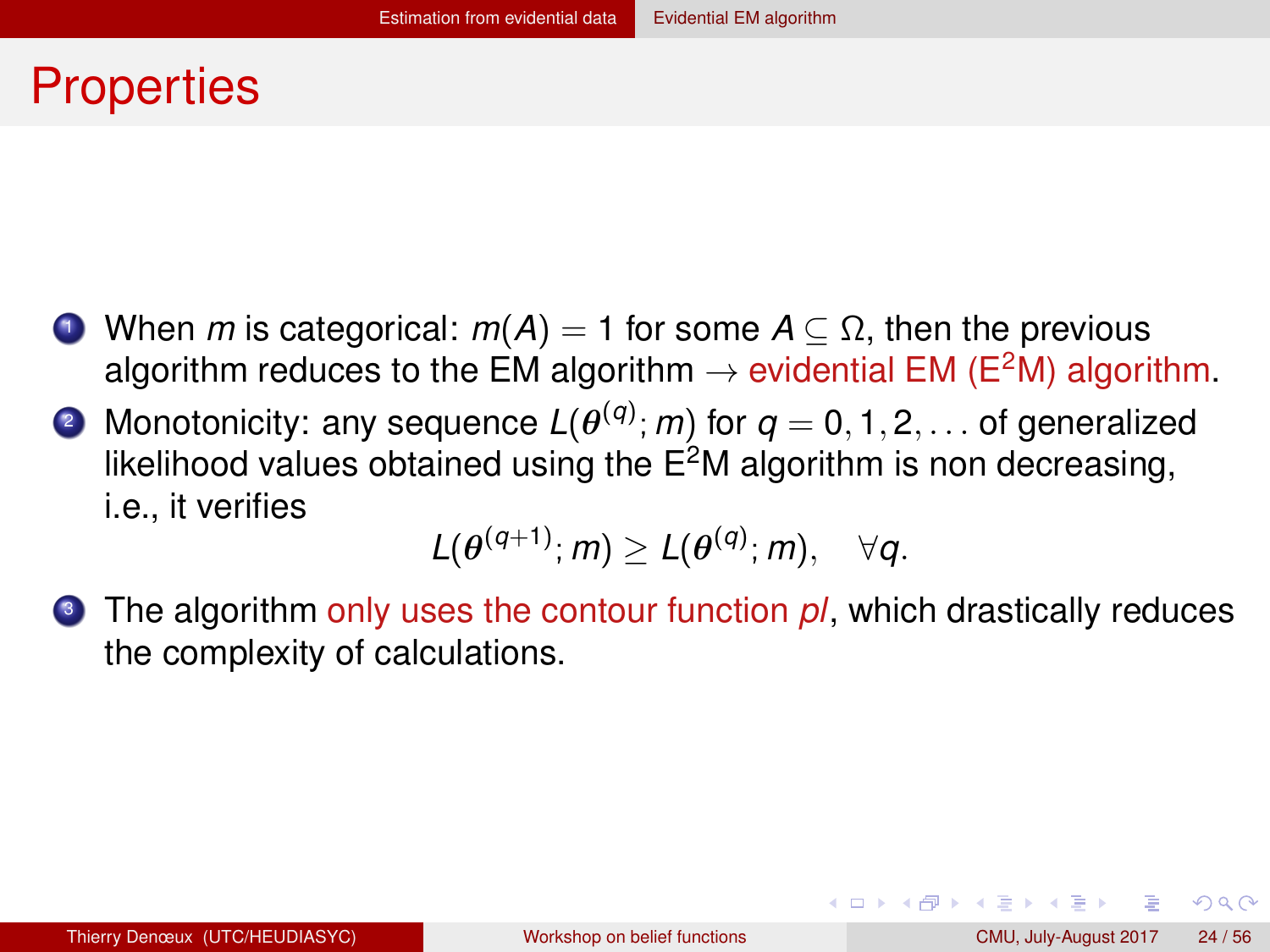# Properties

1. When $m$ is categorical: $m(A) = 1$ for some $A \subseteq \Omega$, then the previous algorithm reduces to the EM algorithm $\rightarrow$ evidential EM (E$^2$M) algorithm.
2. Monotonicity: any sequence $L(\boldsymbol{\theta}^{(q)}; m)$ for $q = 0, 1, 2, \ldots$ of generalized likelihood values obtained using the E$^2$M algorithm is non decreasing, i.e., it verifies
$$L(\boldsymbol{\theta}^{(q+1)}; m) \geq L(\boldsymbol{\theta}^{(q)}; m), \quad \forall q.$$
3. The algorithm only uses the contour function $pl$, which drastically reduces the complexity of calculations.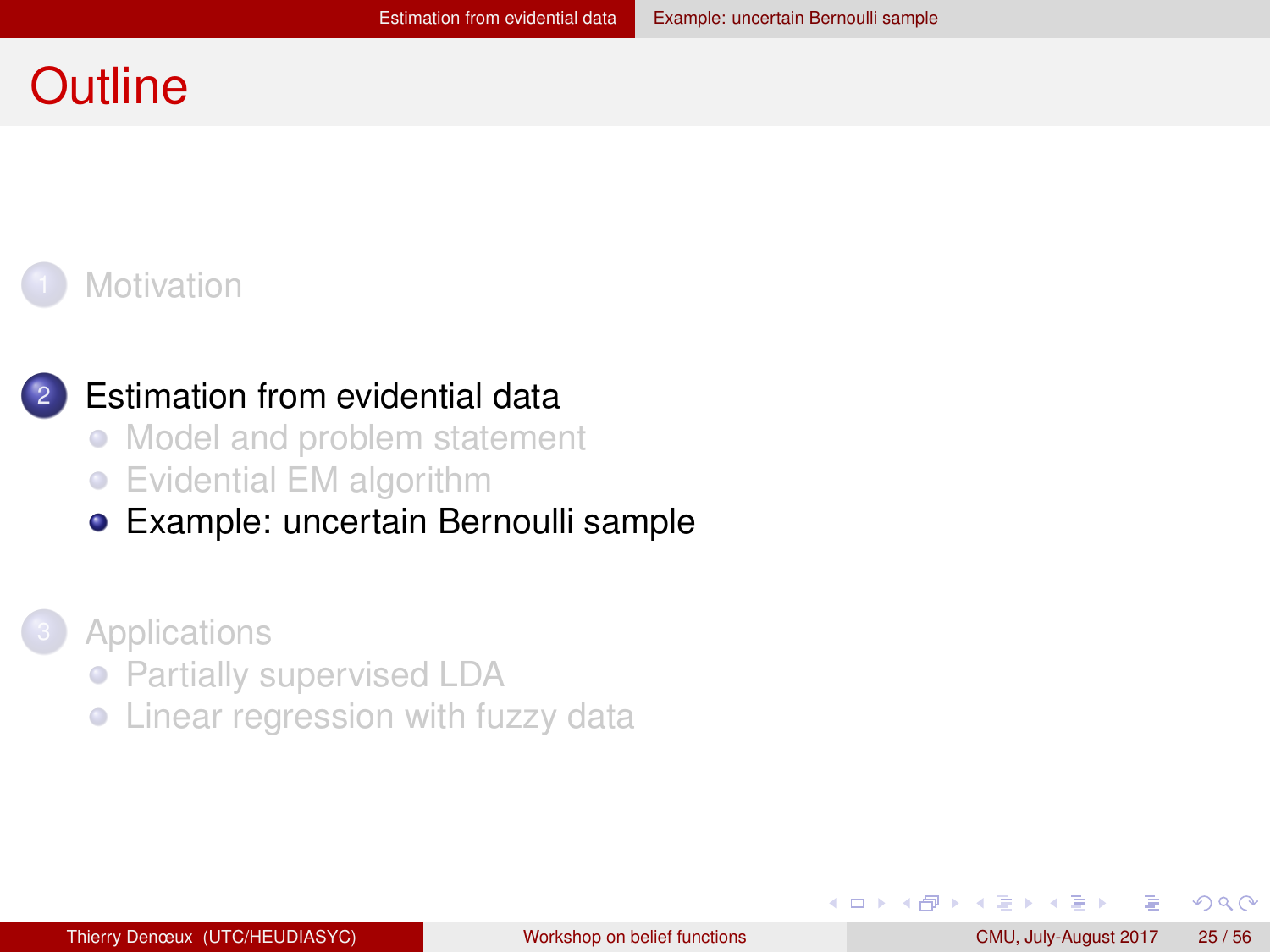# Outline

1. Motivation

2. Estimation from evidential data
   - Model and problem statement
   - Evidential EM algorithm
   - Example: uncertain Bernoulli sample

3. Applications
   - Partially supervised LDA
   - Linear regression with fuzzy data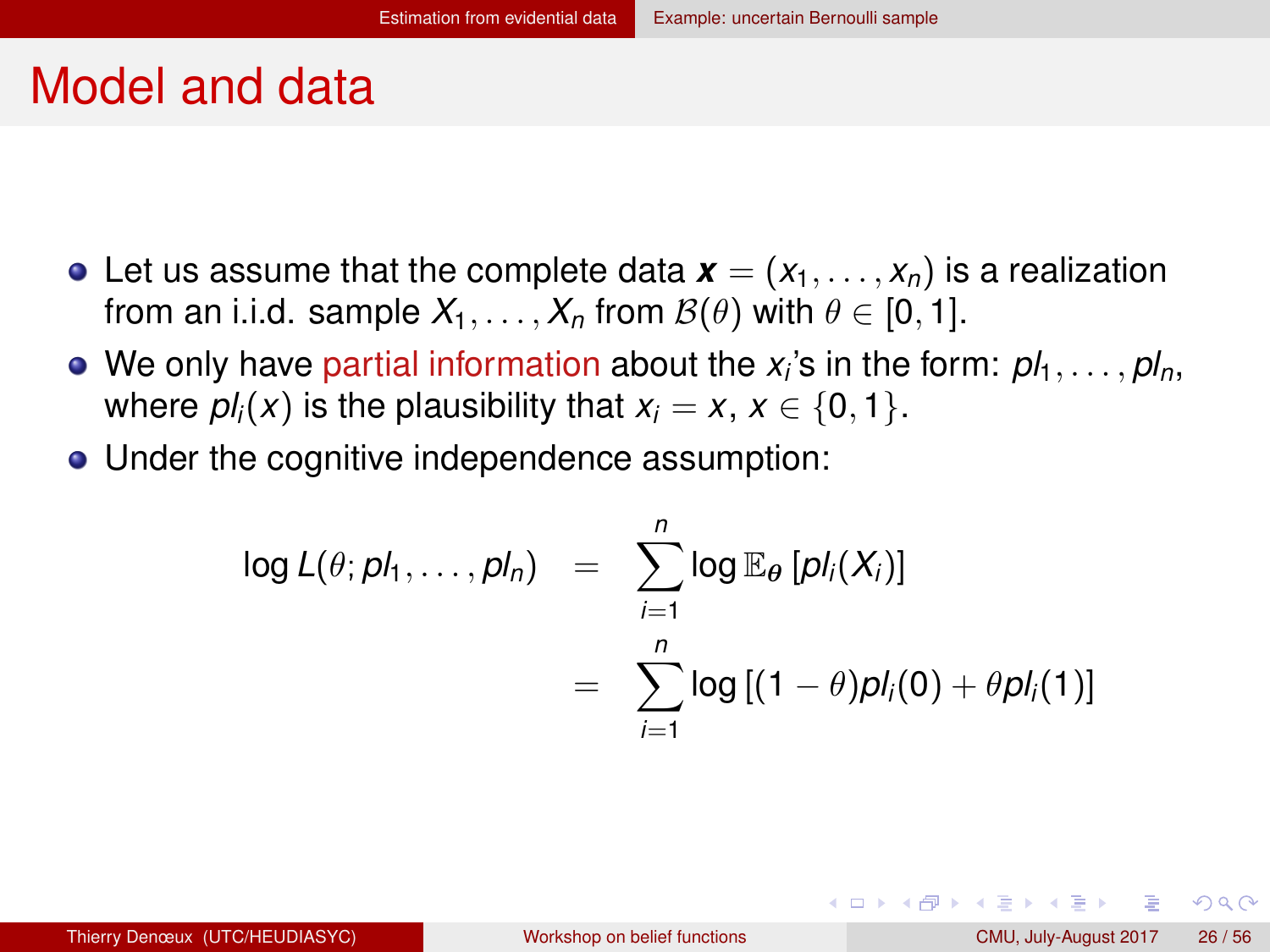# Model and data

- Let us assume that the complete data $\boldsymbol{x} = (x_1, \ldots, x_n)$ is a realization from an i.i.d. sample $X_1, \ldots, X_n$ from $\mathcal{B}(\theta)$ with $\theta \in [0, 1]$.
- We only have partial information about the $x_i$'s in the form: $pl_1, \ldots, pl_n$, where $pl_i(x)$ is the plausibility that $x_i = x$, $x \in \{0, 1\}$.
- Under the cognitive independence assumption:

$$
\begin{aligned}
\log L(\theta; pl_1, \ldots, pl_n) &= \sum_{i=1}^{n} \log \mathbb{E}_{\boldsymbol{\theta}} \left[ pl_i(X_i) \right] \\
&= \sum_{i=1}^{n} \log \left[ (1 - \theta) pl_i(0) + \theta pl_i(1) \right]
\end{aligned}
$$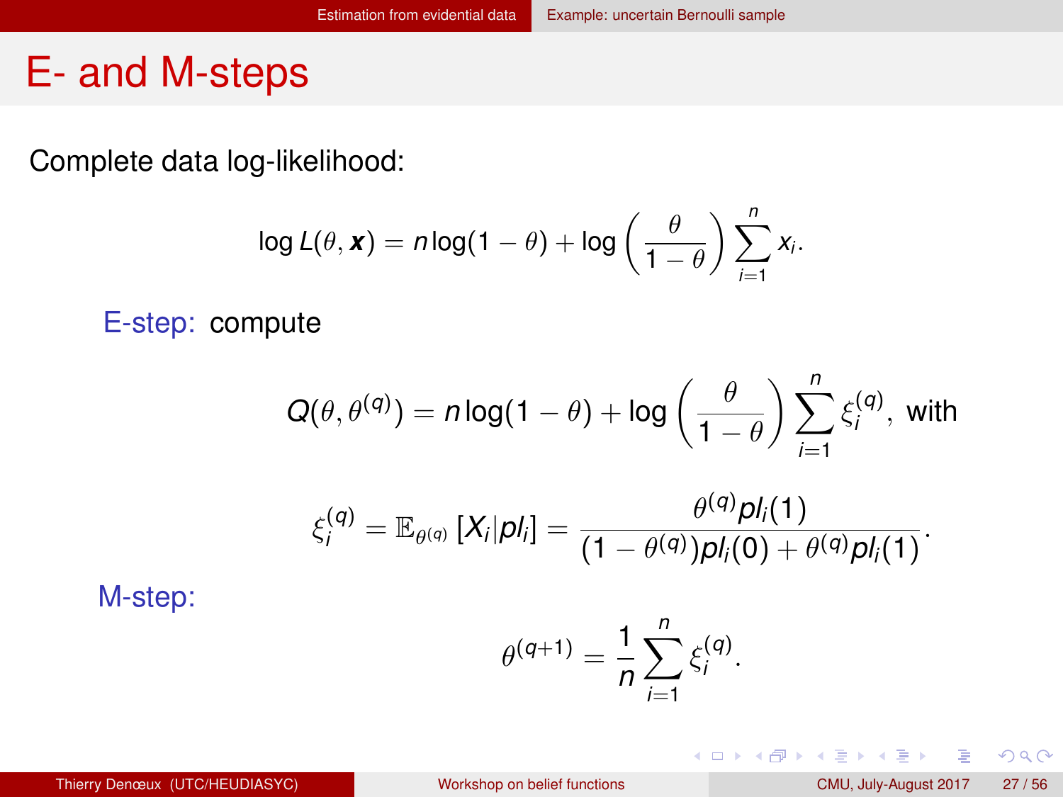# E- and M-steps

Complete data log-likelihood:

$$\log L(\theta, \boldsymbol{x}) = n \log(1-\theta) + \log\left(\frac{\theta}{1-\theta}\right) \sum_{i=1}^{n} x_i.$$

E-step: compute

$$Q(\theta, \theta^{(q)}) = n \log(1-\theta) + \log\left(\frac{\theta}{1-\theta}\right) \sum_{i=1}^{n} \xi_i^{(q)}, \text{ with}$$

$$\xi_i^{(q)} = \mathbb{E}_{\theta^{(q)}}[X_i | pl_i] = \frac{\theta^{(q)} pl_i(1)}{(1-\theta^{(q)}) pl_i(0) + \theta^{(q)} pl_i(1)}.$$

M-step:

$$\theta^{(q+1)} = \frac{1}{n} \sum_{i=1}^{n} \xi_i^{(q)}.$$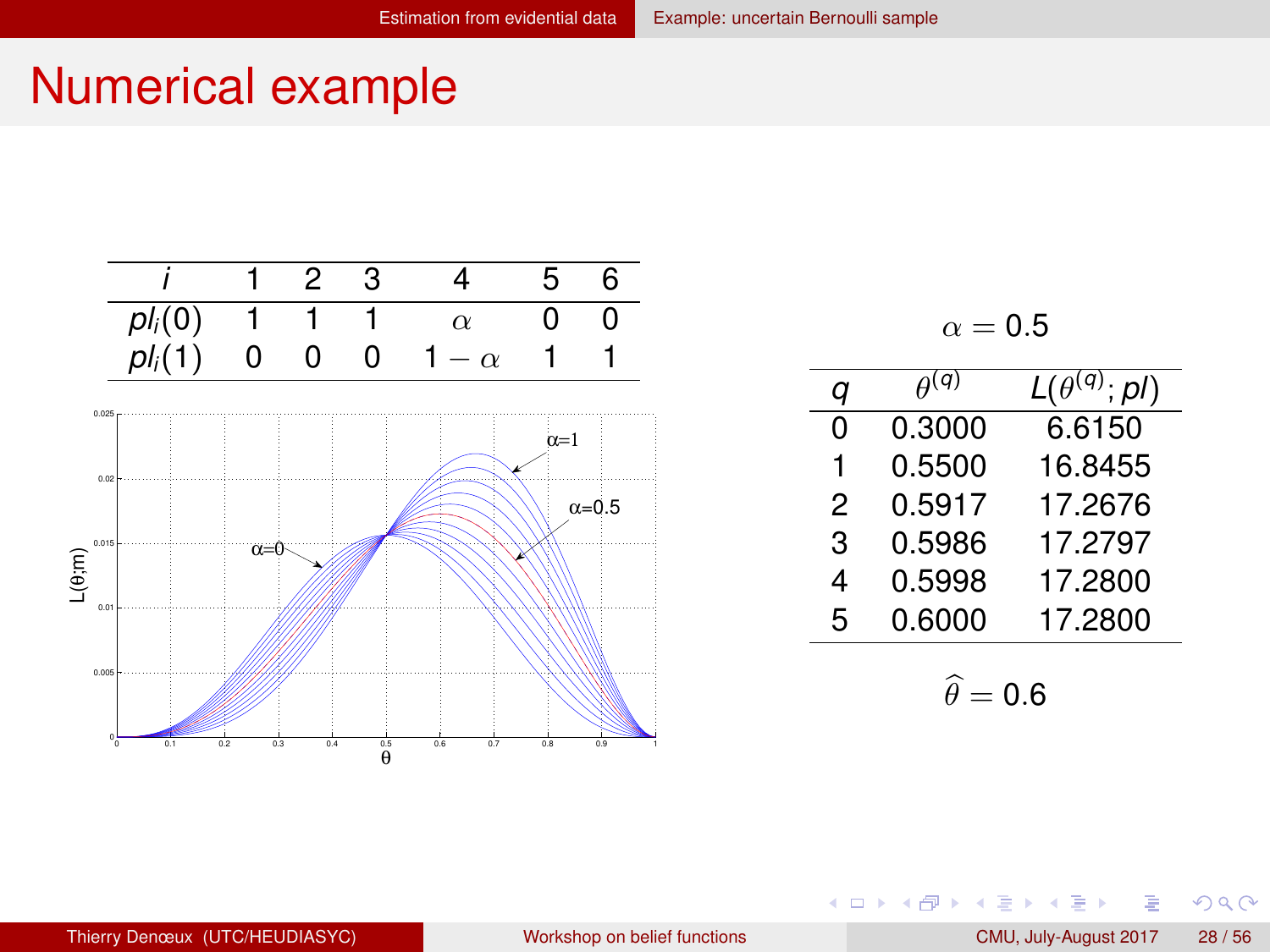# Numerical example

| $i$ | 1 | 2 | 3 | 4 | 5 | 6 |
|---|---|---|---|---|---|---|
| $pl_i(0)$ | 1 | 1 | 1 | $\alpha$ | 0 | 0 |
| $pl_i(1)$ | 0 | 0 | 0 | $1-\alpha$ | 1 | 1 |

$\alpha = 0.5$

| $q$ | $\theta^{(q)}$ | $L(\theta^{(q)}; pl)$ |
|---|---|---|
| 0 | 0.3000 | 6.6150 |
| 1 | 0.5500 | 16.8455 |
| 2 | 0.5917 | 17.2676 |
| 3 | 0.5986 | 17.2797 |
| 4 | 0.5998 | 17.2800 |
| 5 | 0.6000 | 17.2800 |

$\widehat{\theta} = 0.6$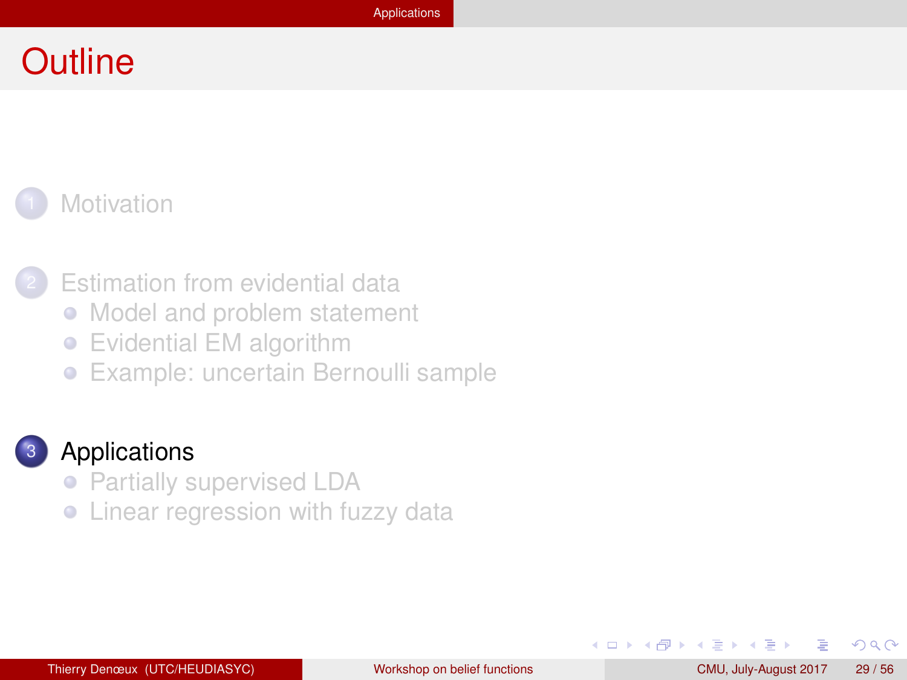# Outline

1. Motivation

2. Estimation from evidential data
   - Model and problem statement
   - Evidential EM algorithm
   - Example: uncertain Bernoulli sample

3. Applications
   - Partially supervised LDA
   - Linear regression with fuzzy data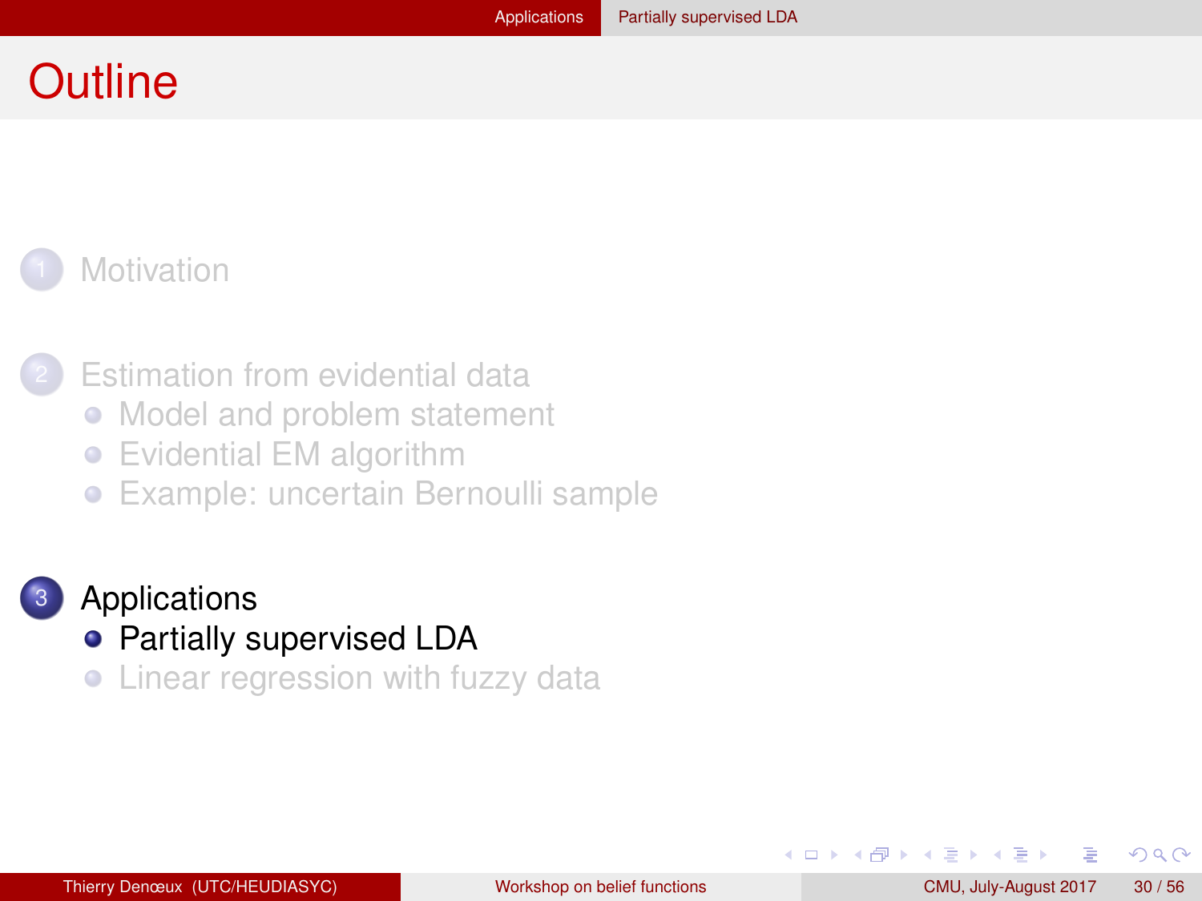# Outline

1. Motivation

2. Estimation from evidential data
   - Model and problem statement
   - Evidential EM algorithm
   - Example: uncertain Bernoulli sample

3. Applications
   - Partially supervised LDA
   - Linear regression with fuzzy data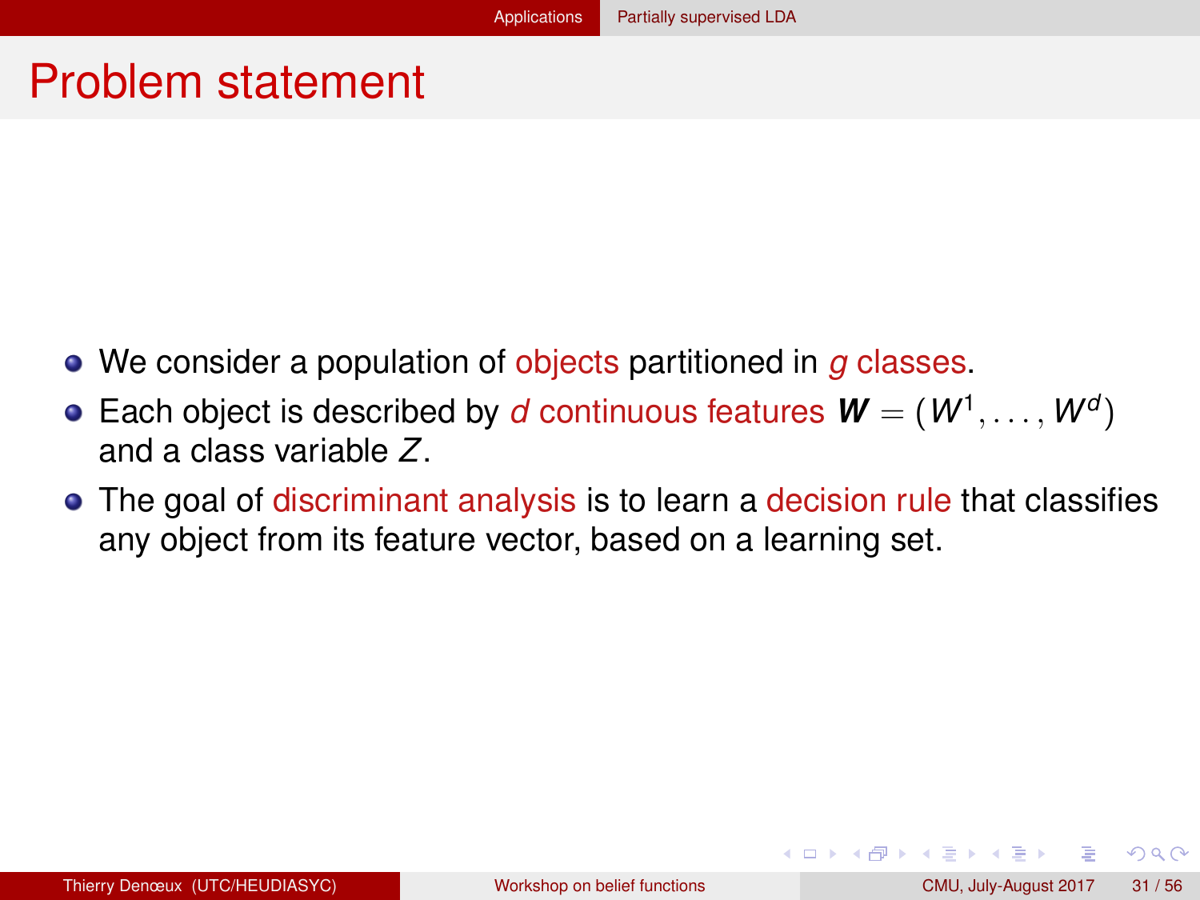# Problem statement

- We consider a population of objects partitioned in $g$ classes.
- Each object is described by $d$ continuous features $\boldsymbol{W} = (W^1, \ldots, W^d)$ and a class variable $Z$.
- The goal of discriminant analysis is to learn a decision rule that classifies any object from its feature vector, based on a learning set.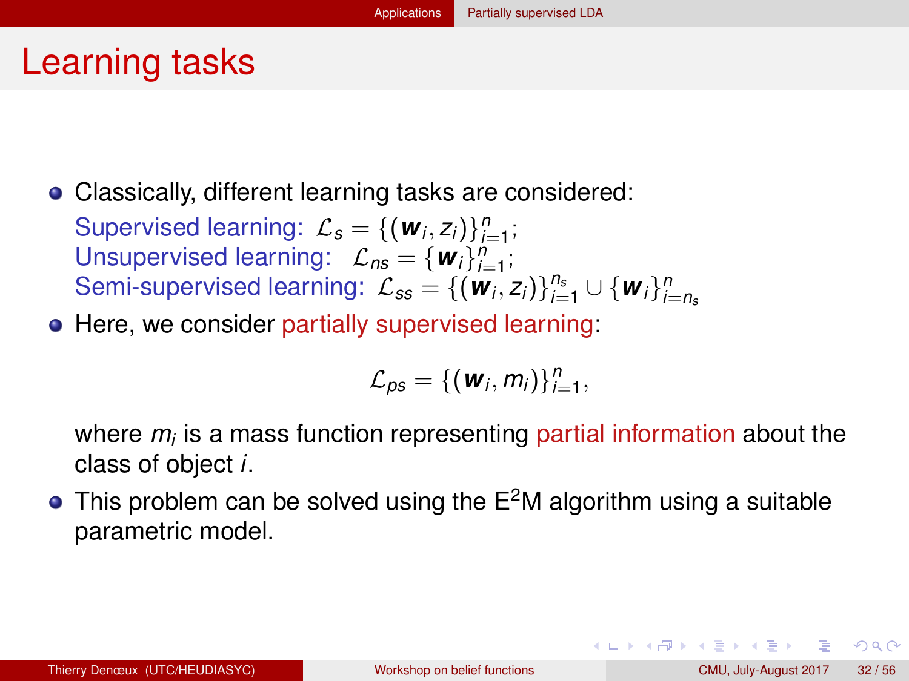# Learning tasks

- Classically, different learning tasks are considered:
  Supervised learning: $\mathcal{L}_s = \{(\boldsymbol{w}_i, z_i)\}_{i=1}^n$;
  Unsupervised learning: $\mathcal{L}_{ns} = \{\boldsymbol{w}_i\}_{i=1}^n$;
  Semi-supervised learning: $\mathcal{L}_{ss} = \{(\boldsymbol{w}_i, z_i)\}_{i=1}^{n_s} \cup \{\boldsymbol{w}_i\}_{i=n_s}^n$
- Here, we consider partially supervised learning:

  $$\mathcal{L}_{ps} = \{(\boldsymbol{w}_i, m_i)\}_{i=1}^n,$$

  where $m_i$ is a mass function representing partial information about the class of object $i$.
- This problem can be solved using the E$^2$M algorithm using a suitable parametric model.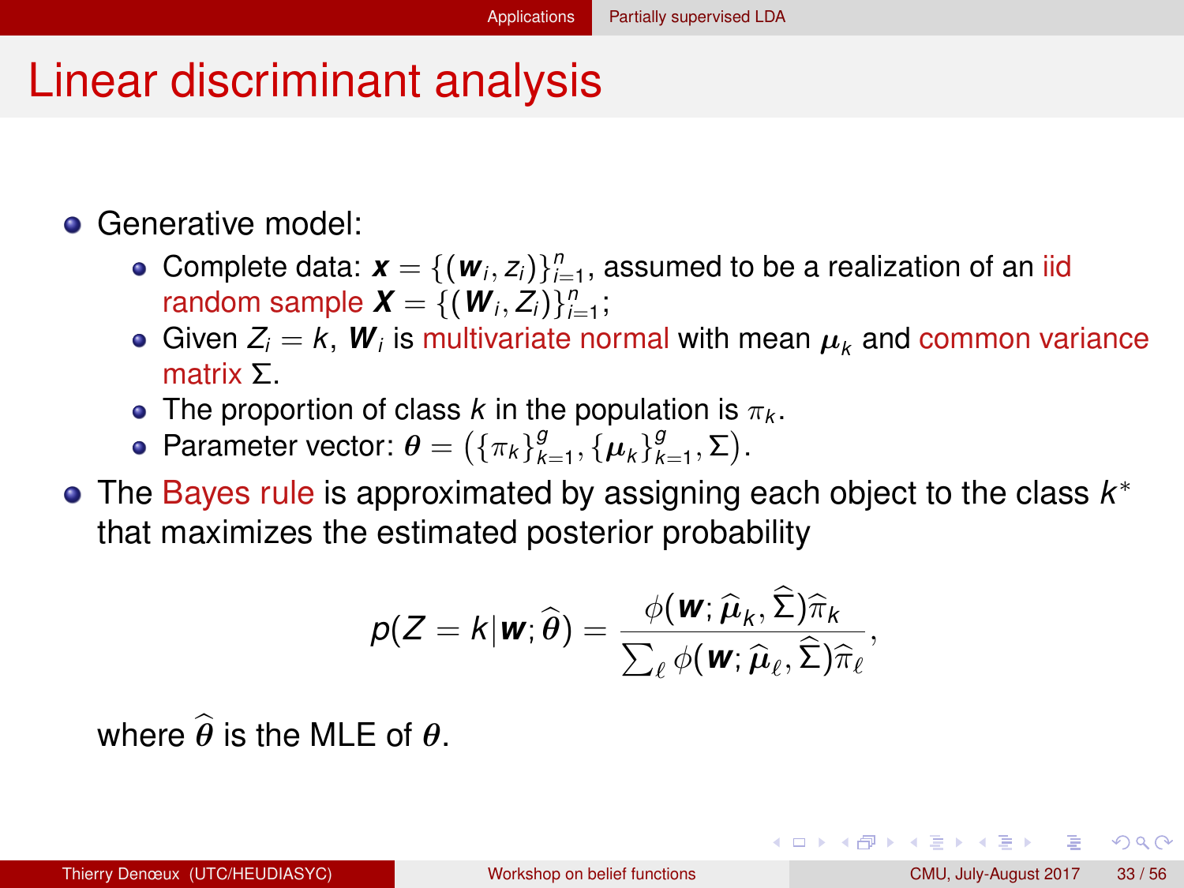# Linear discriminant analysis

- Generative model:
  - Complete data: $\boldsymbol{x} = \{(\boldsymbol{w}_i, z_i)\}_{i=1}^n$, assumed to be a realization of an iid random sample $\boldsymbol{X} = \{(\boldsymbol{W}_i, Z_i)\}_{i=1}^n$;
  - Given $Z_i = k$, $\boldsymbol{W}_i$ is multivariate normal with mean $\boldsymbol{\mu}_k$ and common variance matrix $\Sigma$.
  - The proportion of class $k$ in the population is $\pi_k$.
  - Parameter vector: $\boldsymbol{\theta} = \left(\{\pi_k\}_{k=1}^g, \{\boldsymbol{\mu}_k\}_{k=1}^g, \Sigma\right)$.
- The Bayes rule is approximated by assigning each object to the class $k^*$ that maximizes the estimated posterior probability

$$p(Z = k | \boldsymbol{w}; \widehat{\theta}) = \frac{\phi(\boldsymbol{w}; \widehat{\boldsymbol{\mu}}_k, \widehat{\Sigma})\widehat{\pi}_k}{\sum_\ell \phi(\boldsymbol{w}; \widehat{\boldsymbol{\mu}}_\ell, \widehat{\Sigma})\widehat{\pi}_\ell},$$

where $\widehat{\boldsymbol{\theta}}$ is the MLE of $\boldsymbol{\theta}$.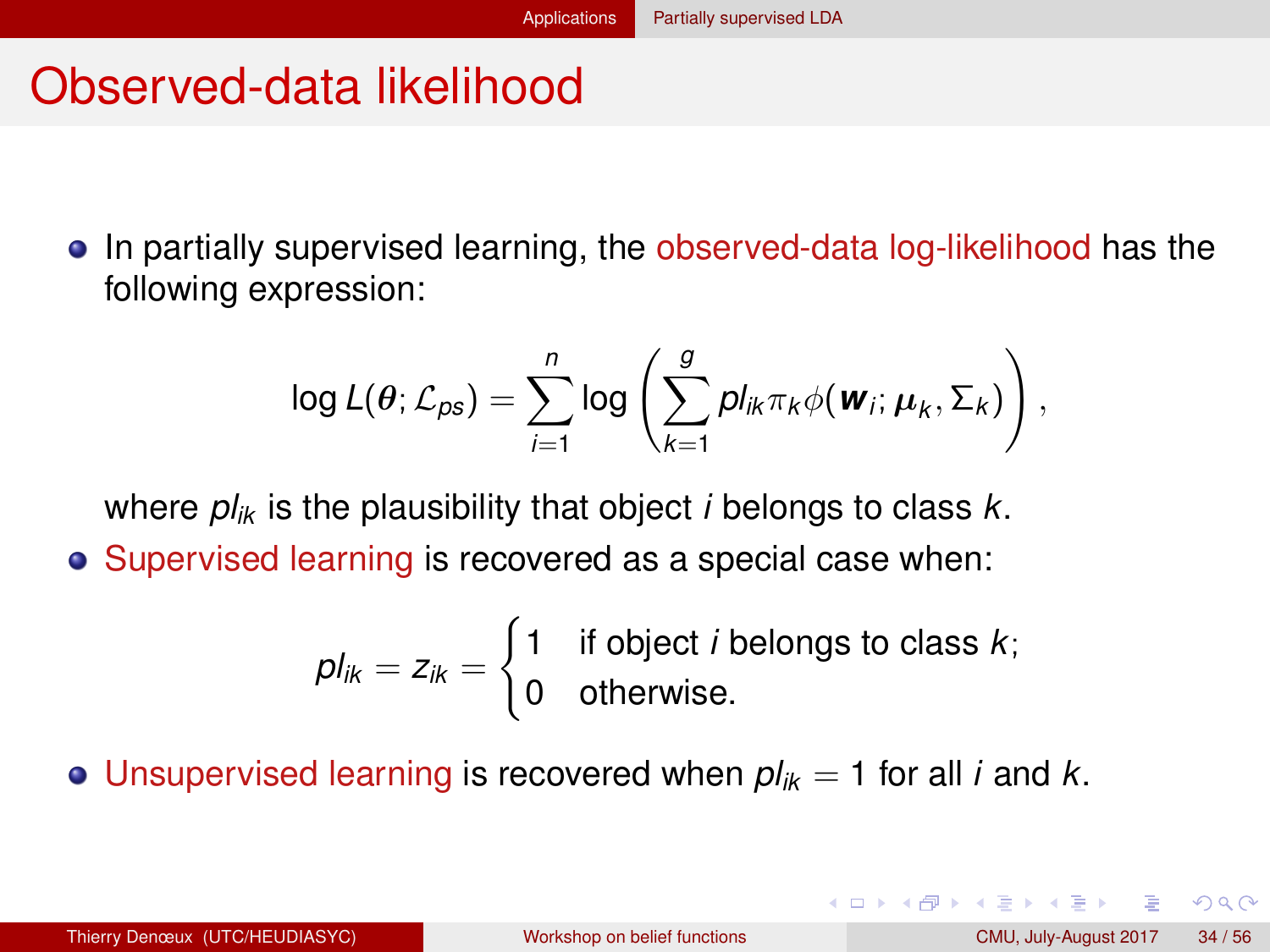# Observed-data likelihood

- In partially supervised learning, the observed-data log-likelihood has the following expression:

$$\log L(\boldsymbol{\theta}; \mathcal{L}_{ps}) = \sum_{i=1}^{n} \log \left( \sum_{k=1}^{g} pl_{ik} \pi_k \phi(\boldsymbol{w}_i; \boldsymbol{\mu}_k, \Sigma_k) \right),$$

  where $pl_{ik}$ is the plausibility that object $i$ belongs to class $k$.

- Supervised learning is recovered as a special case when:

$$pl_{ik} = z_{ik} = \begin{cases} 1 & \text{if object } i \text{ belongs to class } k; \\ 0 & \text{otherwise.} \end{cases}$$

- Unsupervised learning is recovered when $pl_{ik} = 1$ for all $i$ and $k$.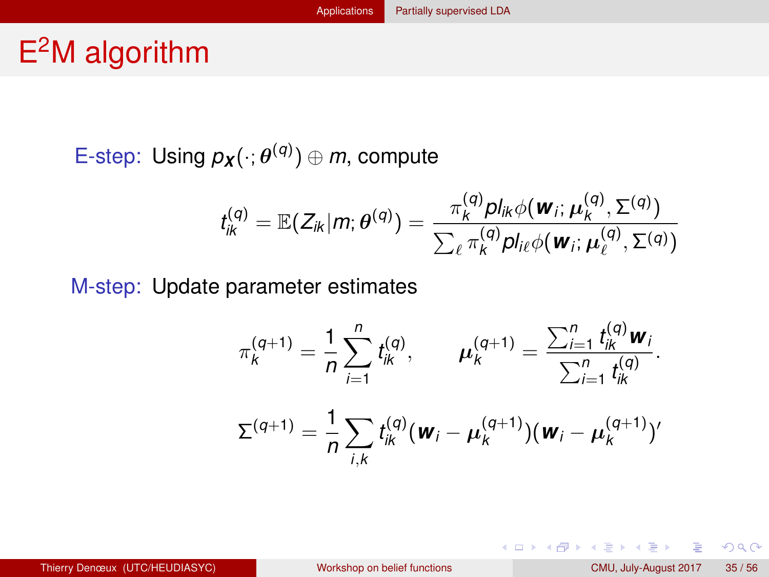# E$^2$M algorithm

E-step: Using $p_{\boldsymbol{X}}(\cdot;\boldsymbol{\theta}^{(q)}) \oplus m$, compute

$$t_{ik}^{(q)} = \mathbb{E}(Z_{ik}|m;\boldsymbol{\theta}^{(q)}) = \frac{\pi_k^{(q)} pl_{ik}\phi(\boldsymbol{w}_i;\boldsymbol{\mu}_k^{(q)},\Sigma^{(q)})}{\sum_\ell \pi_k^{(q)} pl_{i\ell}\phi(\boldsymbol{w}_i;\boldsymbol{\mu}_\ell^{(q)},\Sigma^{(q)})}$$

M-step: Update parameter estimates

$$\pi_k^{(q+1)} = \frac{1}{n}\sum_{i=1}^n t_{ik}^{(q)}, \qquad \boldsymbol{\mu}_k^{(q+1)} = \frac{\sum_{i=1}^n t_{ik}^{(q)}\boldsymbol{w}_i}{\sum_{i=1}^n t_{ik}^{(q)}}.$$

$$\Sigma^{(q+1)} = \frac{1}{n}\sum_{i,k} t_{ik}^{(q)}(\boldsymbol{w}_i - \boldsymbol{\mu}_k^{(q+1)})(\boldsymbol{w}_i - \boldsymbol{\mu}_k^{(q+1)})'$$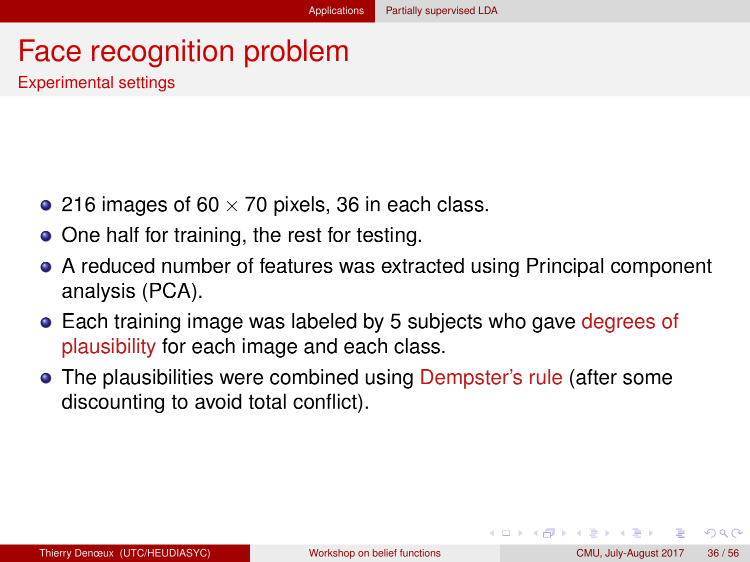# Face recognition problem

## Experimental settings

- 216 images of $60 \times 70$ pixels, 36 in each class.
- One half for training, the rest for testing.
- A reduced number of features was extracted using Principal component analysis (PCA).
- Each training image was labeled by 5 subjects who gave degrees of plausibility for each image and each class.
- The plausibilities were combined using Dempster's rule (after some discounting to avoid total conflict).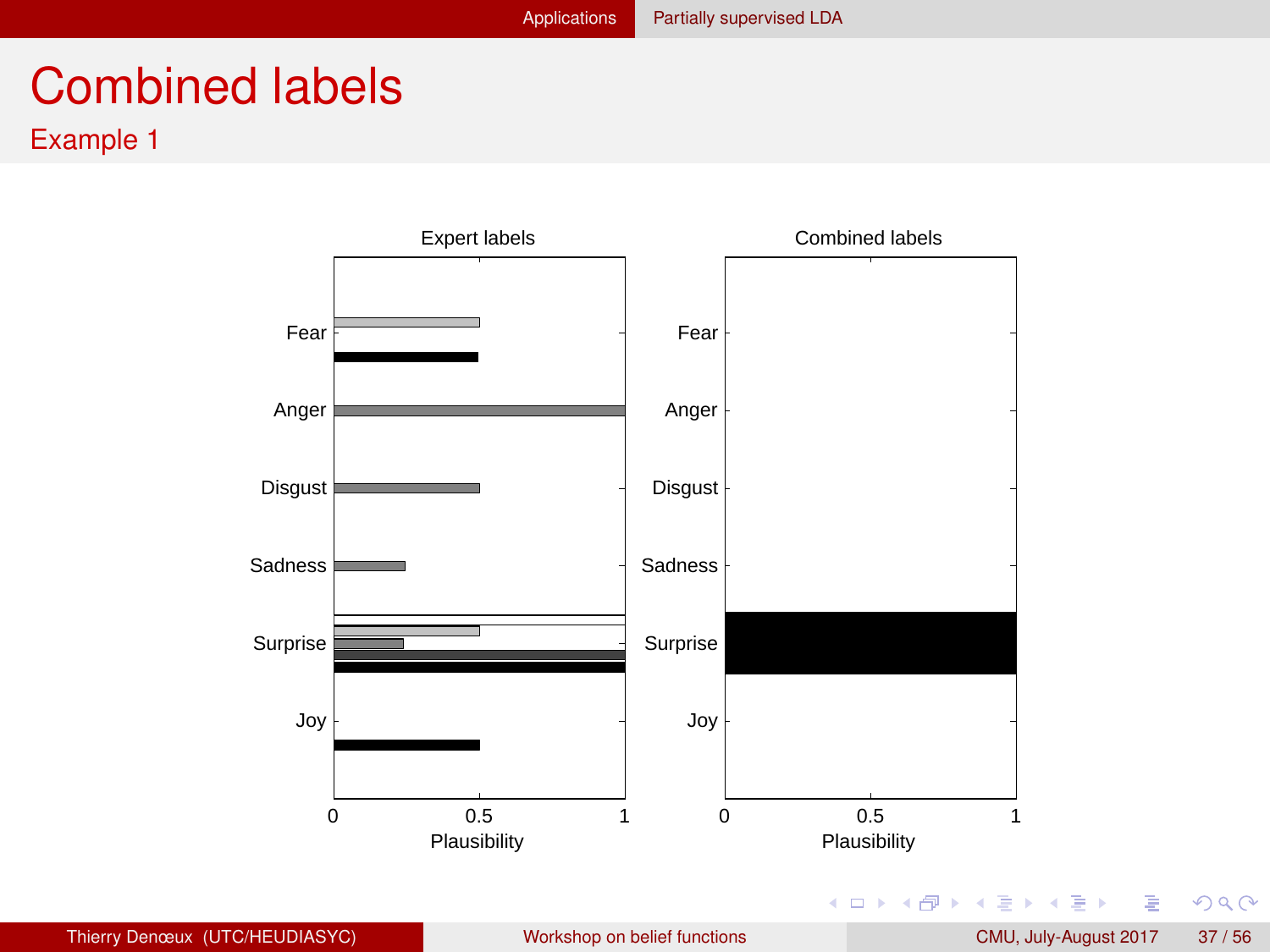# Combined labels

## Example 1

Expert labels

Fear

Anger

Disgust

Sadness

Surprise

Joy

0 0.5 1

Plausibility

Combined labels

Fear

Anger

Disgust

Sadness

Surprise

Joy

0 0.5 1

Plausibility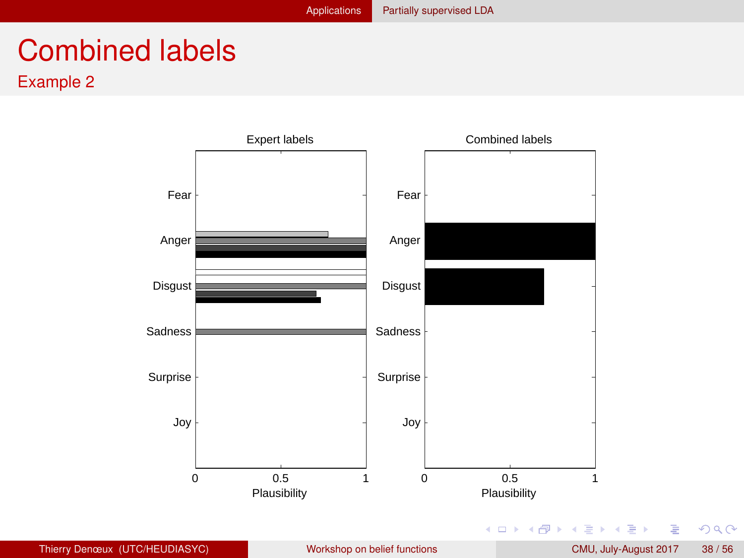# Combined labels

## Example 2

Expert labels

Fear

Anger

Disgust

Sadness

Surprise

Joy

0 0.5 1

Plausibility

Combined labels

Fear

Anger

Disgust

Sadness

Surprise

Joy

0 0.5 1

Plausibility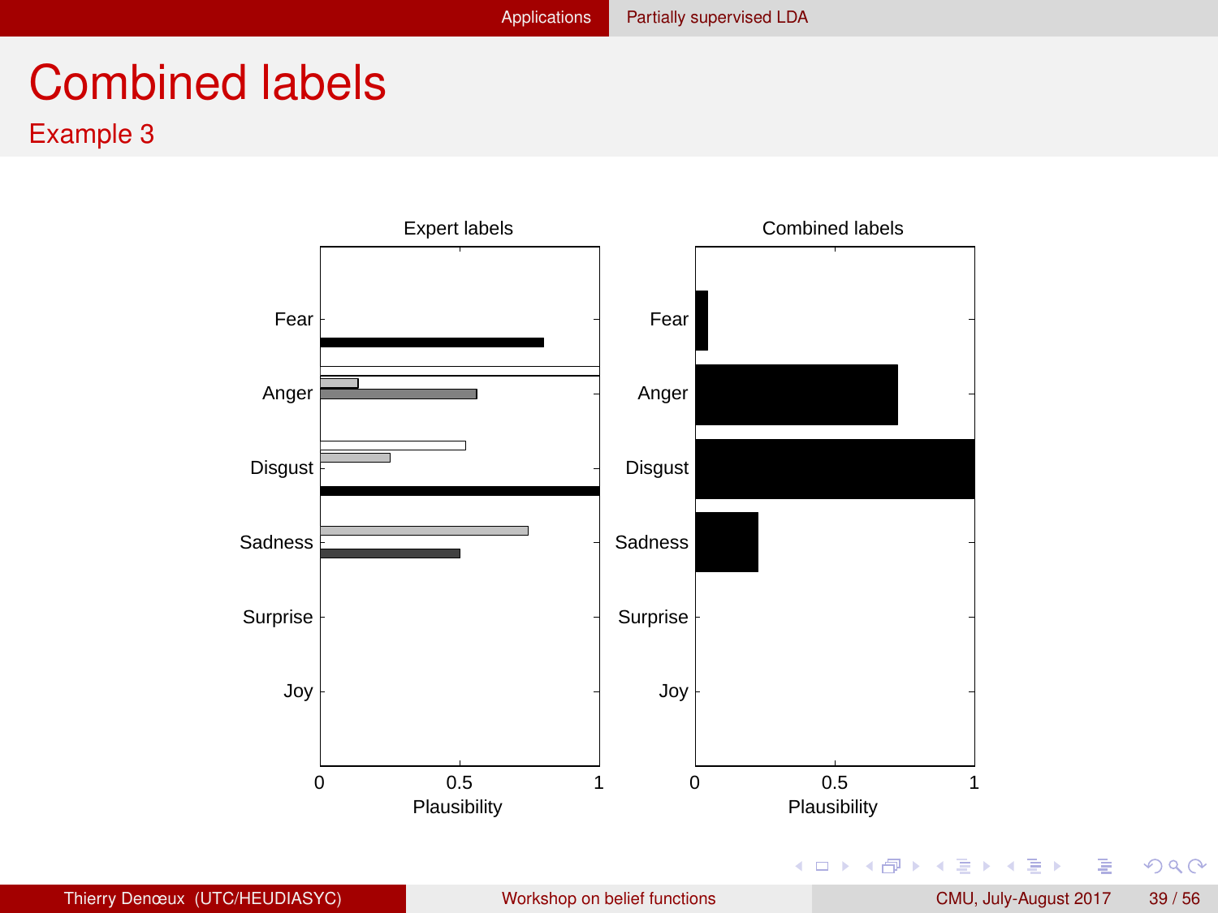# Combined labels

## Example 3

Expert labels

Fear
Anger
Disgust
Sadness
Surprise
Joy

0 0.5 1
Plausibility

Combined labels

Fear
Anger
Disgust
Sadness
Surprise
Joy

0 0.5 1
Plausibility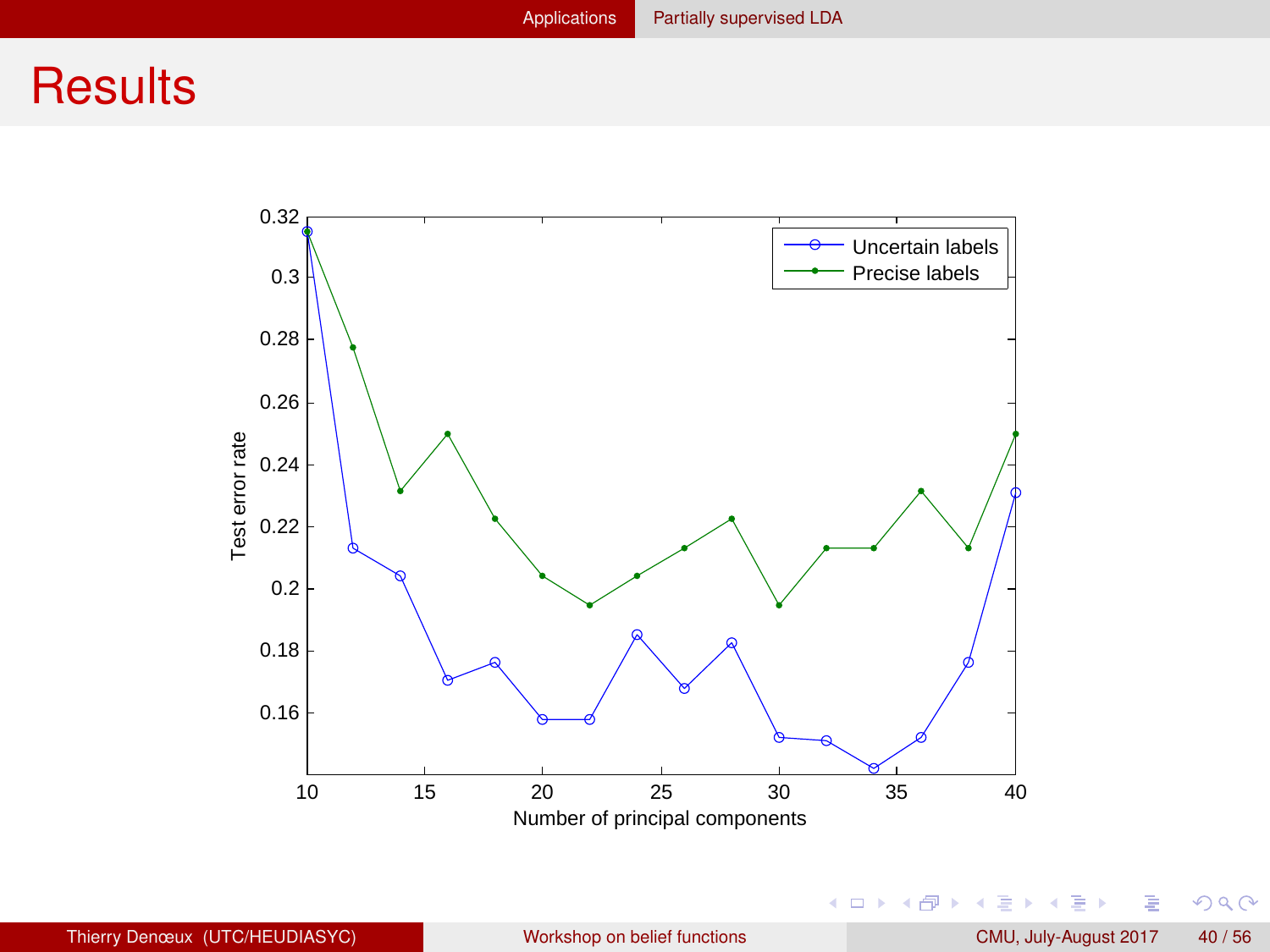# Results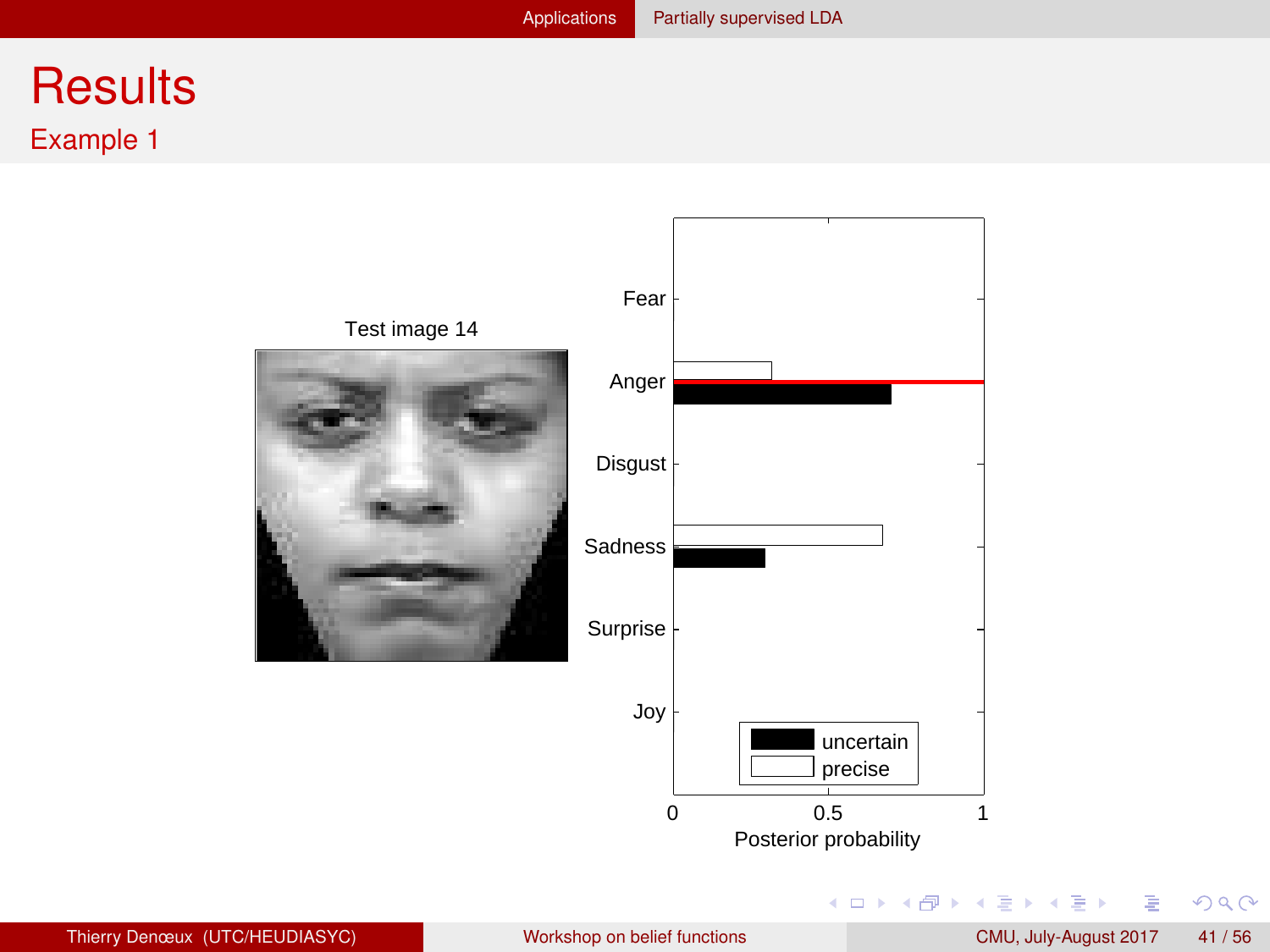# Results

## Example 1

Test image 14

Fear

Anger

Disgust

Sadness

Surprise

Joy

uncertain

precise

0 0.5 1

Posterior probability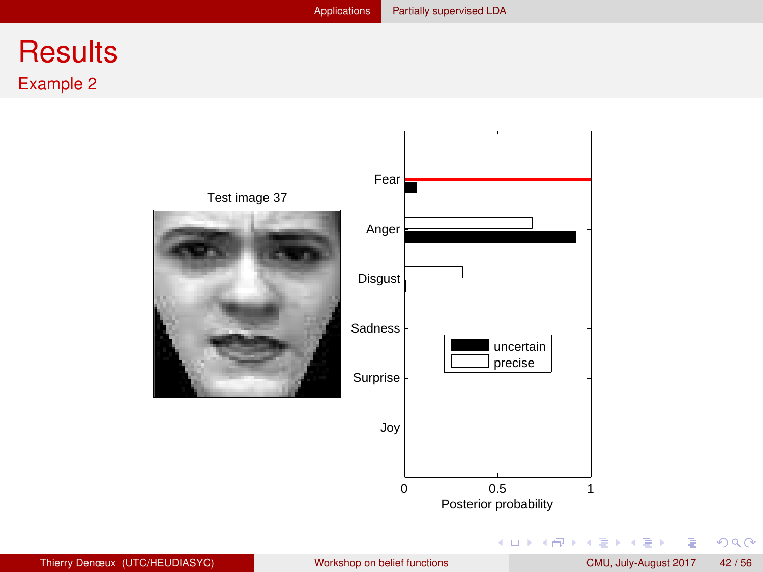# Results

## Example 2

Test image 37

Fear
Anger
Disgust
Sadness
Surprise
Joy

uncertain
precise

0 0.5 1

Posterior probability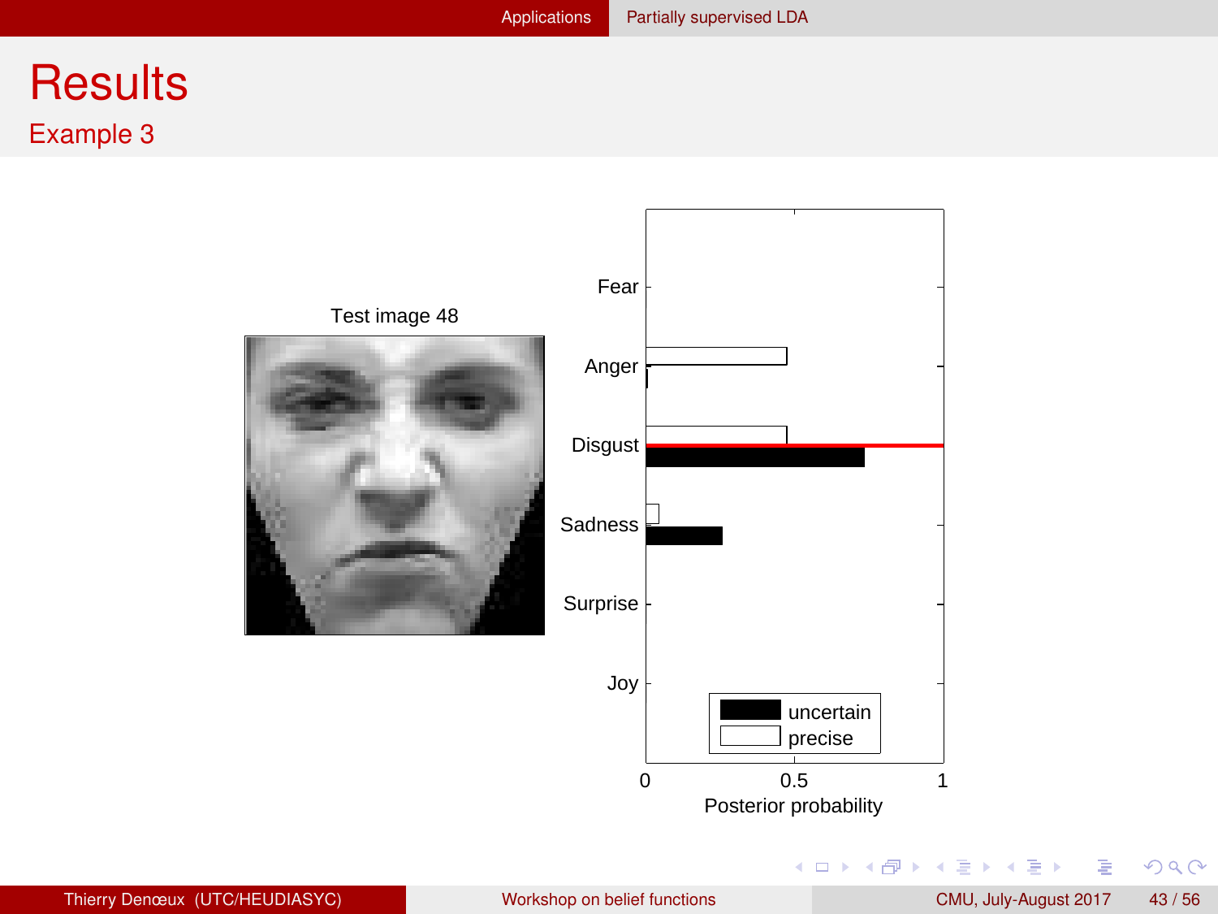# Results

## Example 3

Test image 48

Fear

Anger

Disgust

Sadness

Surprise

Joy

uncertain

precise

0 0.5 1

Posterior probability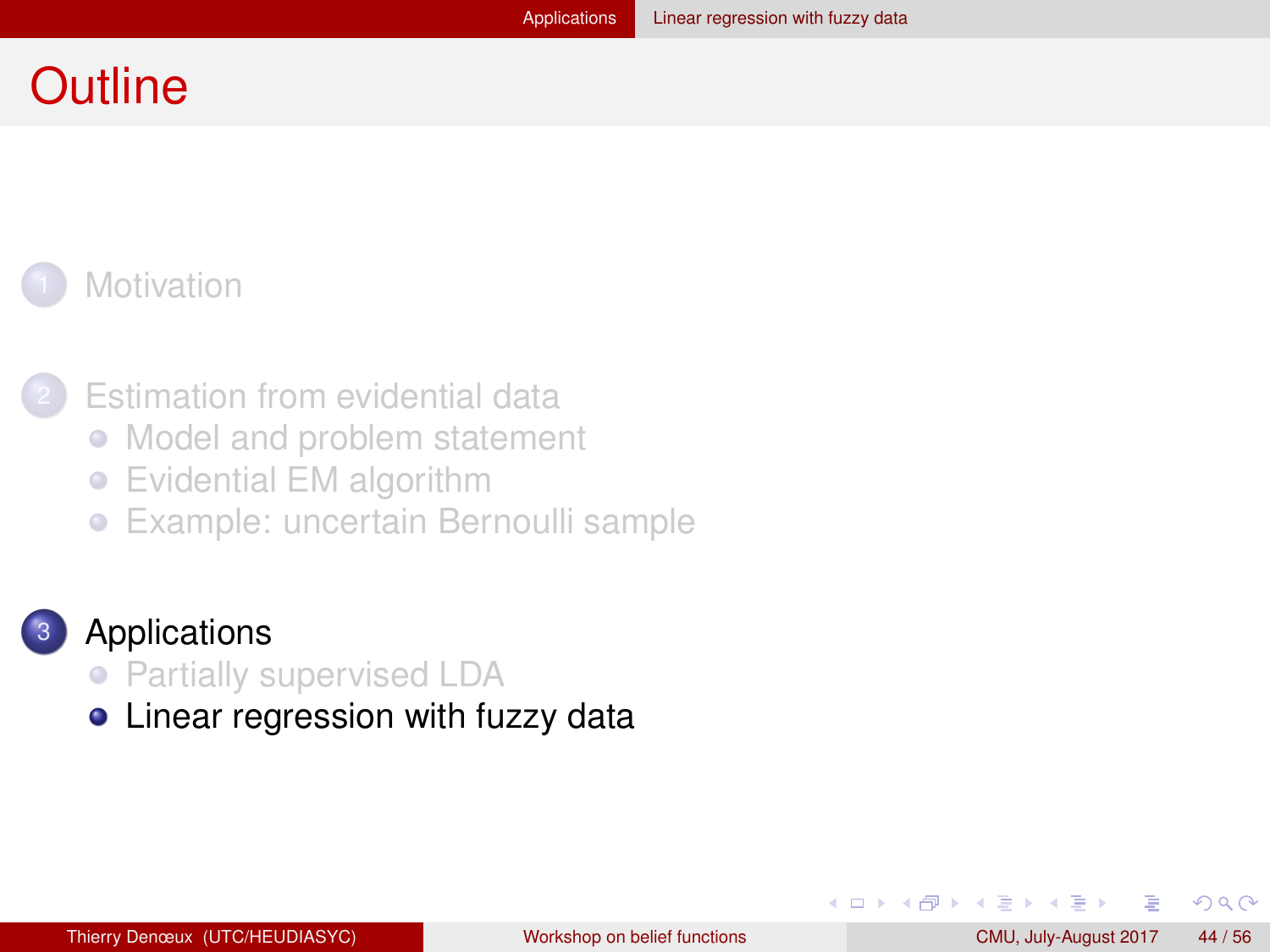# Outline

1. Motivation

2. Estimation from evidential data
   - Model and problem statement
   - Evidential EM algorithm
   - Example: uncertain Bernoulli sample

3. Applications
   - Partially supervised LDA
   - Linear regression with fuzzy data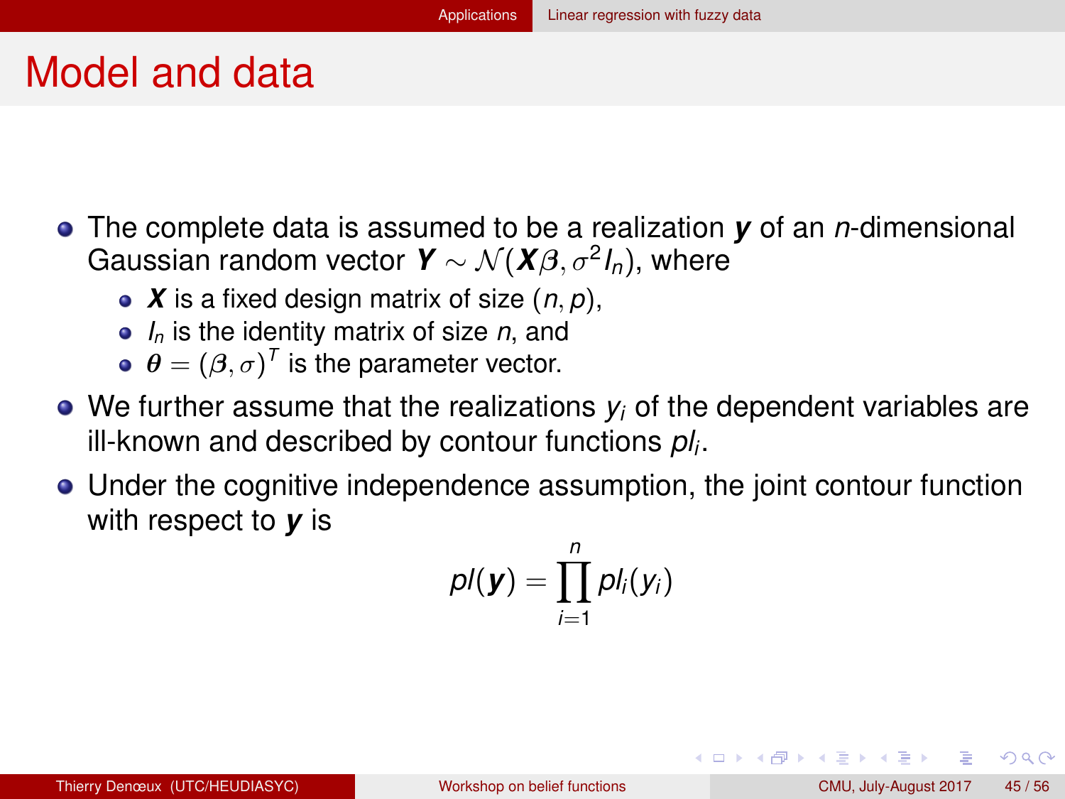# Model and data

- The complete data is assumed to be a realization $\boldsymbol{y}$ of an $n$-dimensional Gaussian random vector $\boldsymbol{Y} \sim \mathcal{N}(\boldsymbol{X}\beta, \sigma^2 I_n)$, where
  - $\boldsymbol{X}$ is a fixed design matrix of size $(n, p)$,
  - $I_n$ is the identity matrix of size $n$, and
  - $\boldsymbol{\theta} = (\beta, \sigma)^T$ is the parameter vector.
- We further assume that the realizations $y_i$ of the dependent variables are ill-known and described by contour functions $pl_i$.
- Under the cognitive independence assumption, the joint contour function with respect to $\boldsymbol{y}$ is

$$pl(\boldsymbol{y}) = \prod_{i=1}^{n} pl_i(y_i)$$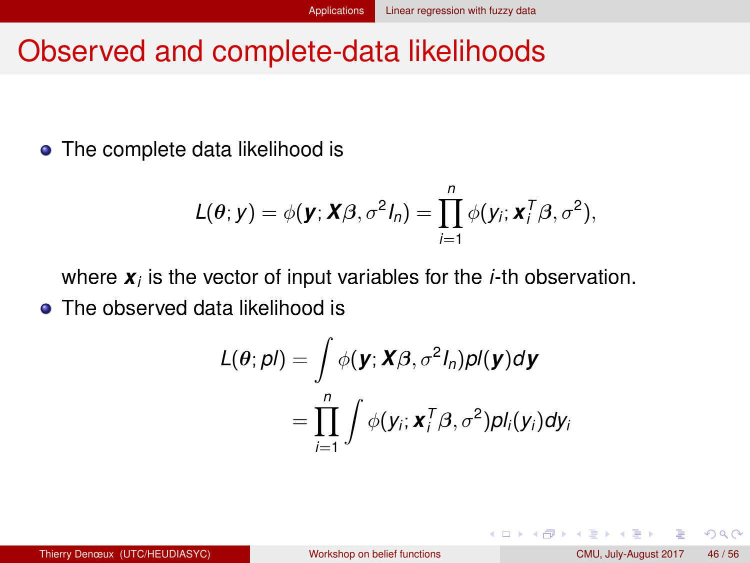# Observed and complete-data likelihoods

- The complete data likelihood is

$$L(\boldsymbol{\theta}; y) = \phi(\boldsymbol{y}; \boldsymbol{X}\beta, \sigma^2 I_n) = \prod_{i=1}^{n} \phi(y_i; \boldsymbol{x}_i^T \beta, \sigma^2),$$

  where $\boldsymbol{x}_i$ is the vector of input variables for the $i$-th observation.

- The observed data likelihood is

$$\begin{aligned} L(\boldsymbol{\theta}; pl) &= \int \phi(\boldsymbol{y}; \boldsymbol{X}\beta, \sigma^2 I_n) pl(\boldsymbol{y}) d\boldsymbol{y} \\ &= \prod_{i=1}^{n} \int \phi(y_i; \boldsymbol{x}_i^T \beta, \sigma^2) pl_i(y_i) dy_i \end{aligned}$$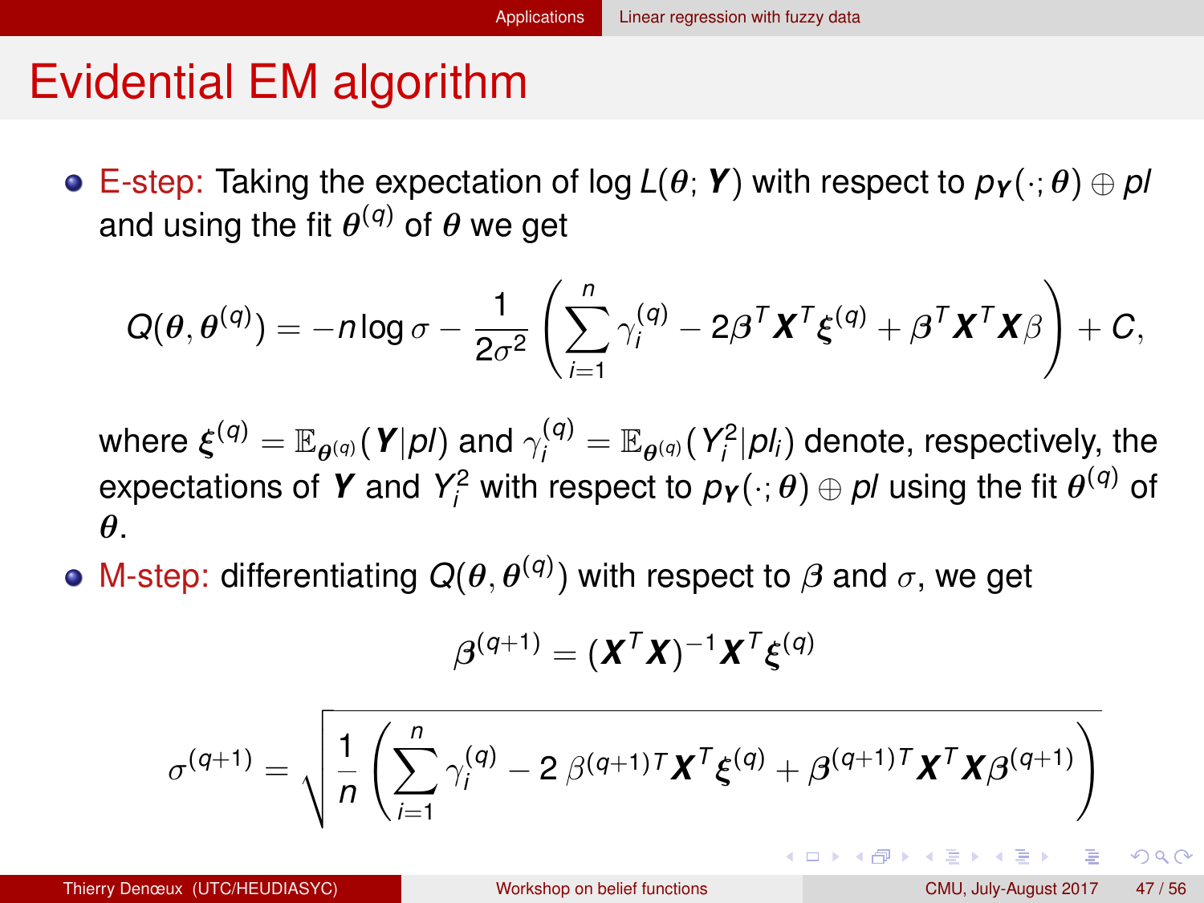# Evidential EM algorithm

- E-step: Taking the expectation of $\log L(\boldsymbol{\theta}; \boldsymbol{Y})$ with respect to $p_{\boldsymbol{Y}}(\cdot; \boldsymbol{\theta}) \oplus pl$ and using the fit $\boldsymbol{\theta}^{(q)}$ of $\boldsymbol{\theta}$ we get

$$Q(\boldsymbol{\theta}, \boldsymbol{\theta}^{(q)}) = -n \log \sigma - \frac{1}{2\sigma^2} \left( \sum_{i=1}^{n} \gamma_i^{(q)} - 2\beta^T \boldsymbol{X}^T \boldsymbol{\xi}^{(q)} + \beta^T \boldsymbol{X}^T \boldsymbol{X} \beta \right) + C,$$

  where $\boldsymbol{\xi}^{(q)} = \mathbb{E}_{\boldsymbol{\theta}^{(q)}}(\boldsymbol{Y}|pl)$ and $\gamma_i^{(q)} = \mathbb{E}_{\boldsymbol{\theta}^{(q)}}(Y_i^2|pl_i)$ denote, respectively, the expectations of $\boldsymbol{Y}$ and $Y_i^2$ with respect to $p_{\boldsymbol{Y}}(\cdot; \boldsymbol{\theta}) \oplus pl$ using the fit $\boldsymbol{\theta}^{(q)}$ of $\boldsymbol{\theta}$.

- M-step: differentiating $Q(\boldsymbol{\theta}, \boldsymbol{\theta}^{(q)})$ with respect to $\beta$ and $\sigma$, we get

$$\beta^{(q+1)} = (\boldsymbol{X}^T \boldsymbol{X})^{-1} \boldsymbol{X}^T \boldsymbol{\xi}^{(q)}$$

$$\sigma^{(q+1)} = \sqrt{\frac{1}{n} \left( \sum_{i=1}^{n} \gamma_i^{(q)} - 2\, \beta^{(q+1)T} \boldsymbol{X}^T \boldsymbol{\xi}^{(q)} + \beta^{(q+1)T} \boldsymbol{X}^T \boldsymbol{X} \beta^{(q+1)} \right)}$$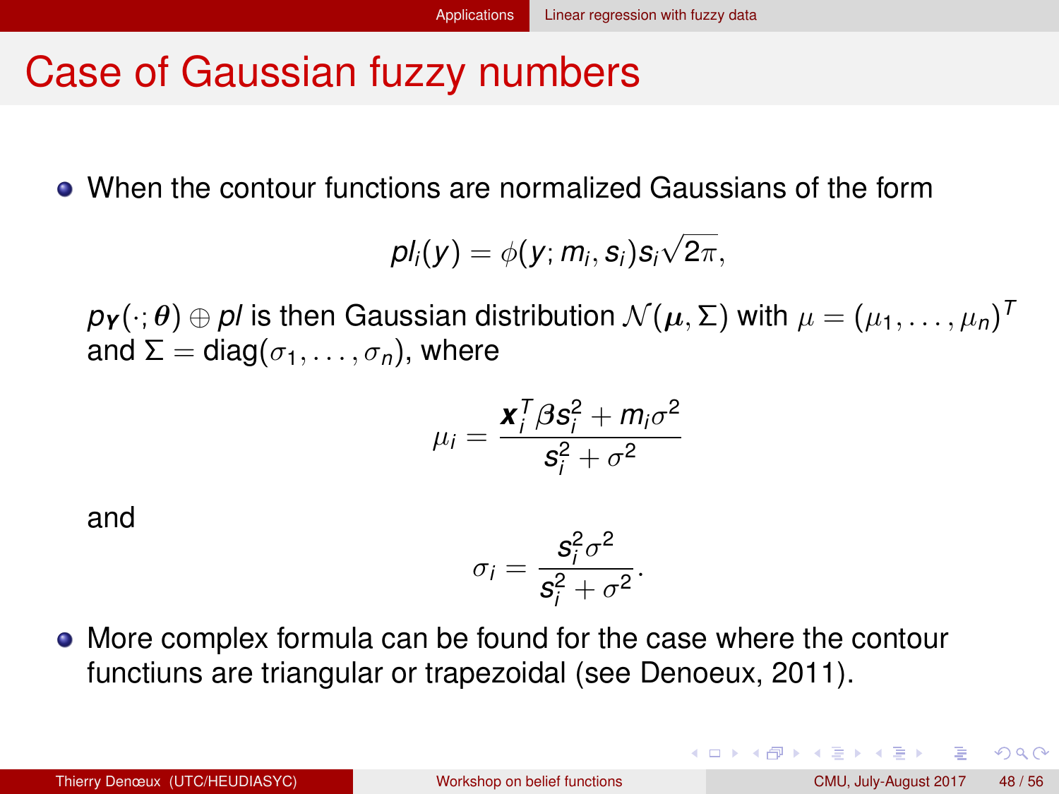# Case of Gaussian fuzzy numbers

- When the contour functions are normalized Gaussians of the form

$$pl_i(y) = \phi(y; m_i, s_i) s_i \sqrt{2\pi},$$

$p_{\mathbf{Y}}(\cdot; \boldsymbol{\theta}) \oplus pl$ is then Gaussian distribution $\mathcal{N}(\boldsymbol{\mu}, \Sigma)$ with $\mu = (\mu_1, \ldots, \mu_n)^T$ and $\Sigma = \text{diag}(\sigma_1, \ldots, \sigma_n)$, where

$$\mu_i = \frac{\mathbf{x}_i^T \beta s_i^2 + m_i \sigma^2}{s_i^2 + \sigma^2}$$

and

$$\sigma_i = \frac{s_i^2 \sigma^2}{s_i^2 + \sigma^2}.$$

- More complex formula can be found for the case where the contour functiuns are triangular or trapezoidal (see Denoeux, 2011).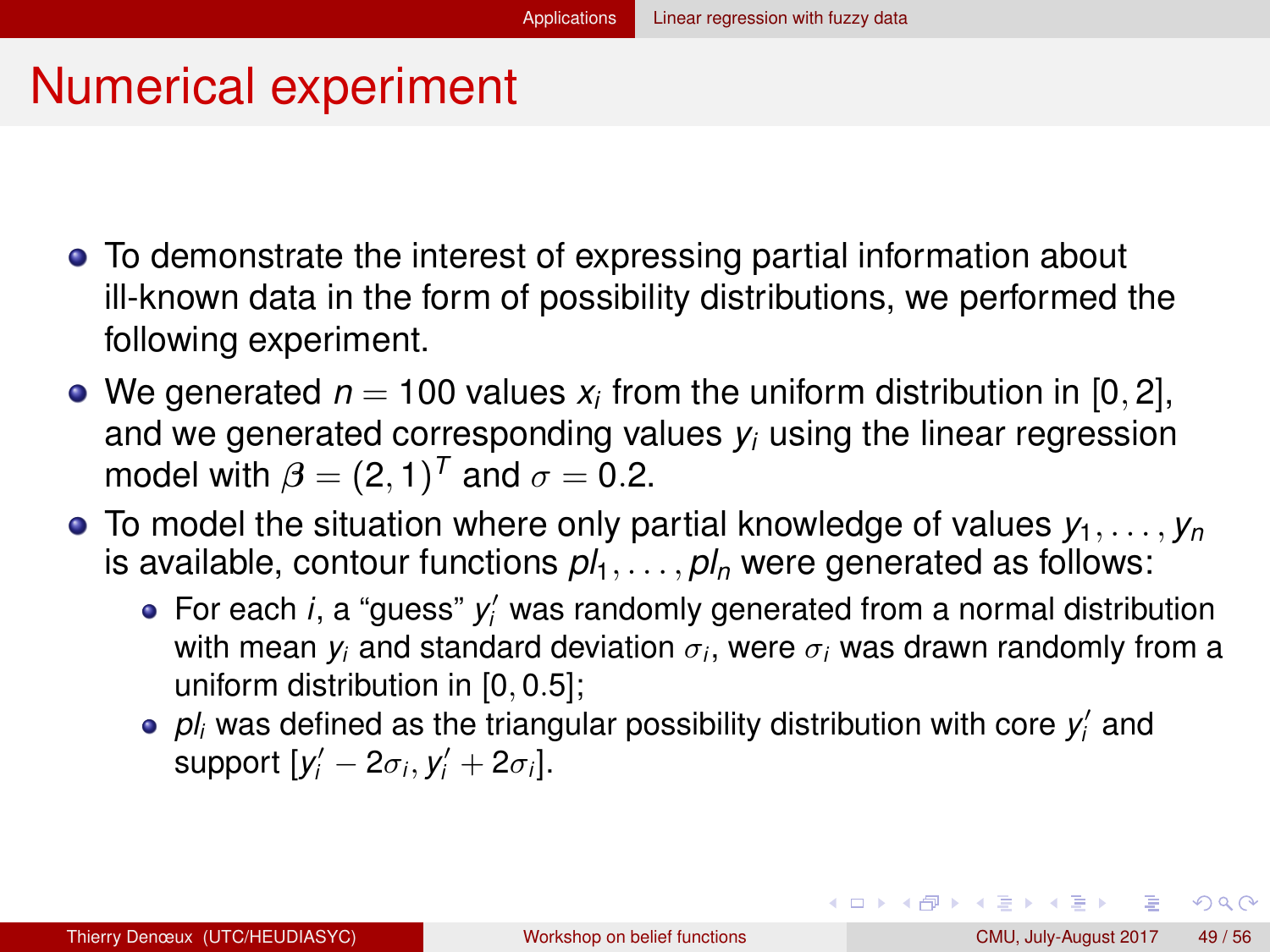# Numerical experiment

- To demonstrate the interest of expressing partial information about ill-known data in the form of possibility distributions, we performed the following experiment.
- We generated $n = 100$ values $x_i$ from the uniform distribution in $[0, 2]$, and we generated corresponding values $y_i$ using the linear regression model with $\boldsymbol{\beta} = (2, 1)^T$ and $\sigma = 0.2$.
- To model the situation where only partial knowledge of values $y_1, \ldots, y_n$ is available, contour functions $pl_1, \ldots, pl_n$ were generated as follows:
  - For each $i$, a "guess" $y_i'$ was randomly generated from a normal distribution with mean $y_i$ and standard deviation $\sigma_i$, were $\sigma_i$ was drawn randomly from a uniform distribution in $[0, 0.5]$;
  - $pl_i$ was defined as the triangular possibility distribution with core $y_i'$ and support $[y_i' - 2\sigma_i, y_i' + 2\sigma_i]$.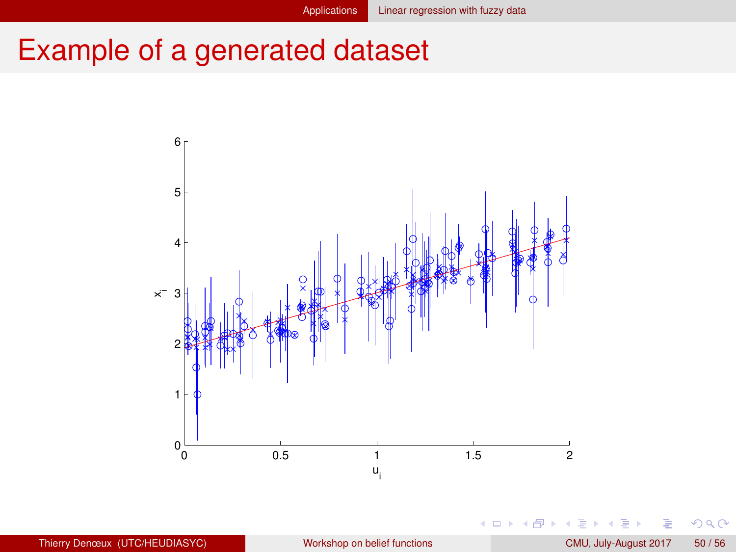# Example of a generated dataset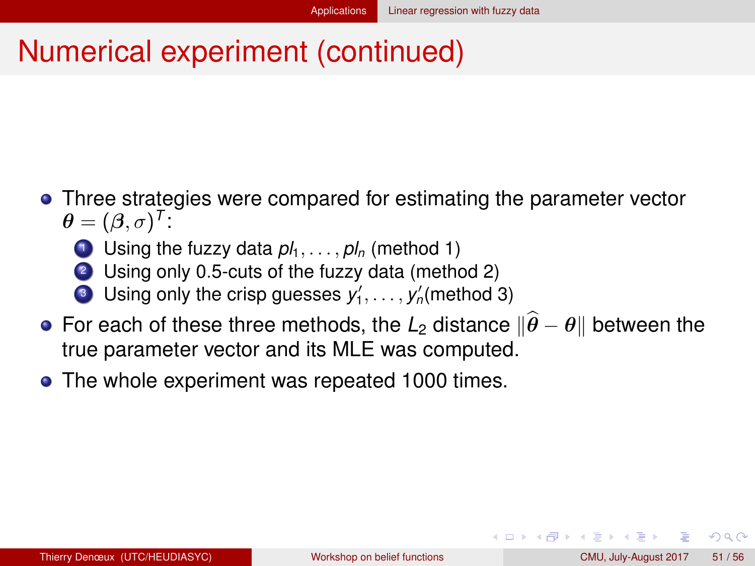# Numerical experiment (continued)

- Three strategies were compared for estimating the parameter vector $\boldsymbol{\theta} = (\boldsymbol{\beta}, \sigma)^T$:
  1. Using the fuzzy data $pl_1, \ldots, pl_n$ (method 1)
  2. Using only 0.5-cuts of the fuzzy data (method 2)
  3. Using only the crisp guesses $y'_1, \ldots, y'_n$(method 3)
- For each of these three methods, the $L_2$ distance $\|\widehat{\boldsymbol{\theta}} - \boldsymbol{\theta}\|$ between the true parameter vector and its MLE was computed.
- The whole experiment was repeated 1000 times.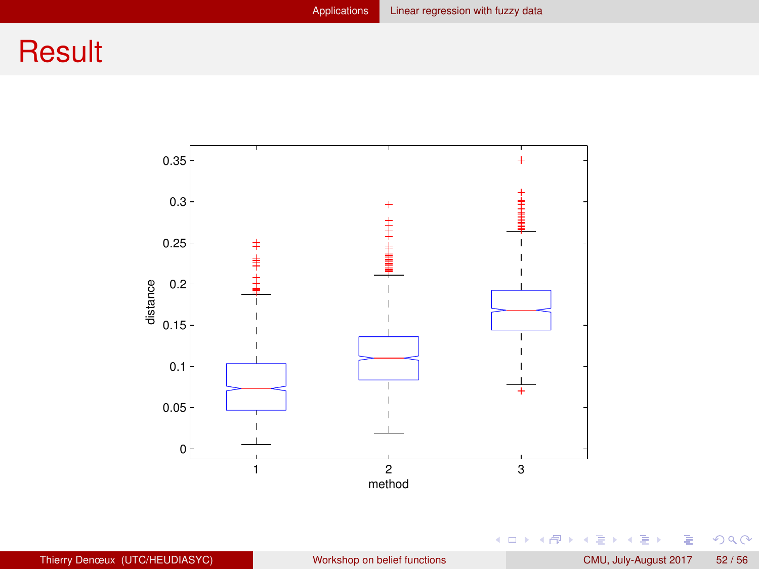# Result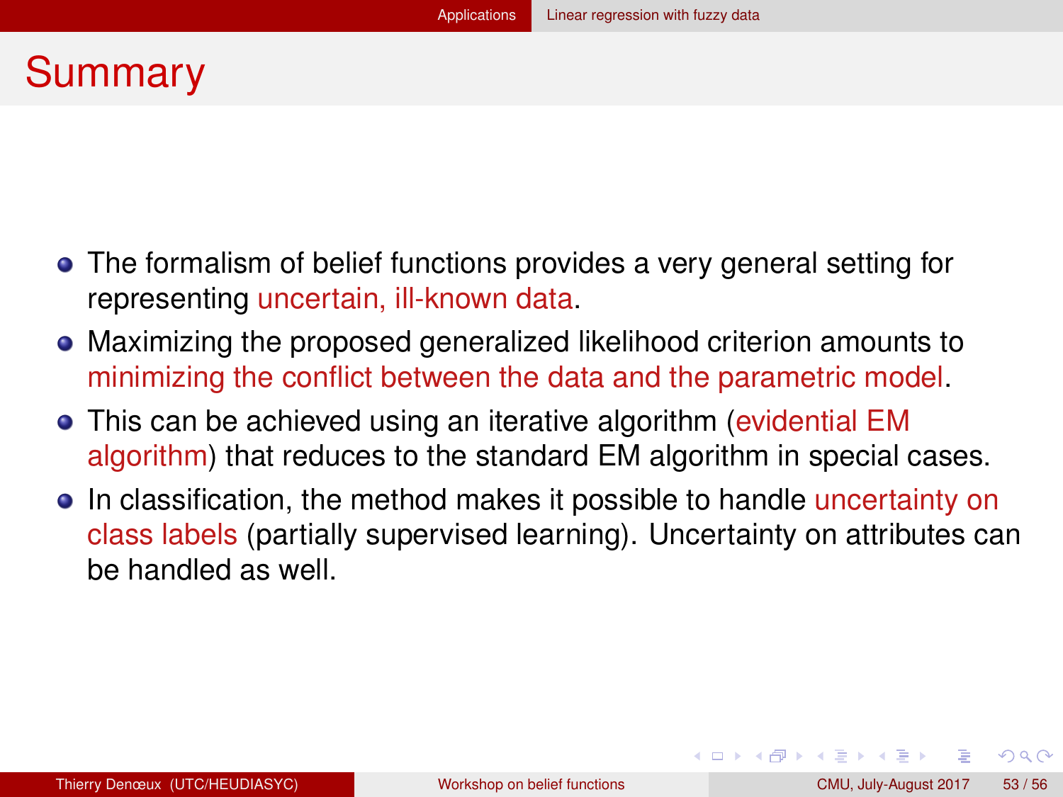# Summary

- The formalism of belief functions provides a very general setting for representing uncertain, ill-known data.
- Maximizing the proposed generalized likelihood criterion amounts to minimizing the conflict between the data and the parametric model.
- This can be achieved using an iterative algorithm (evidential EM algorithm) that reduces to the standard EM algorithm in special cases.
- In classification, the method makes it possible to handle uncertainty on class labels (partially supervised learning). Uncertainty on attributes can be handled as well.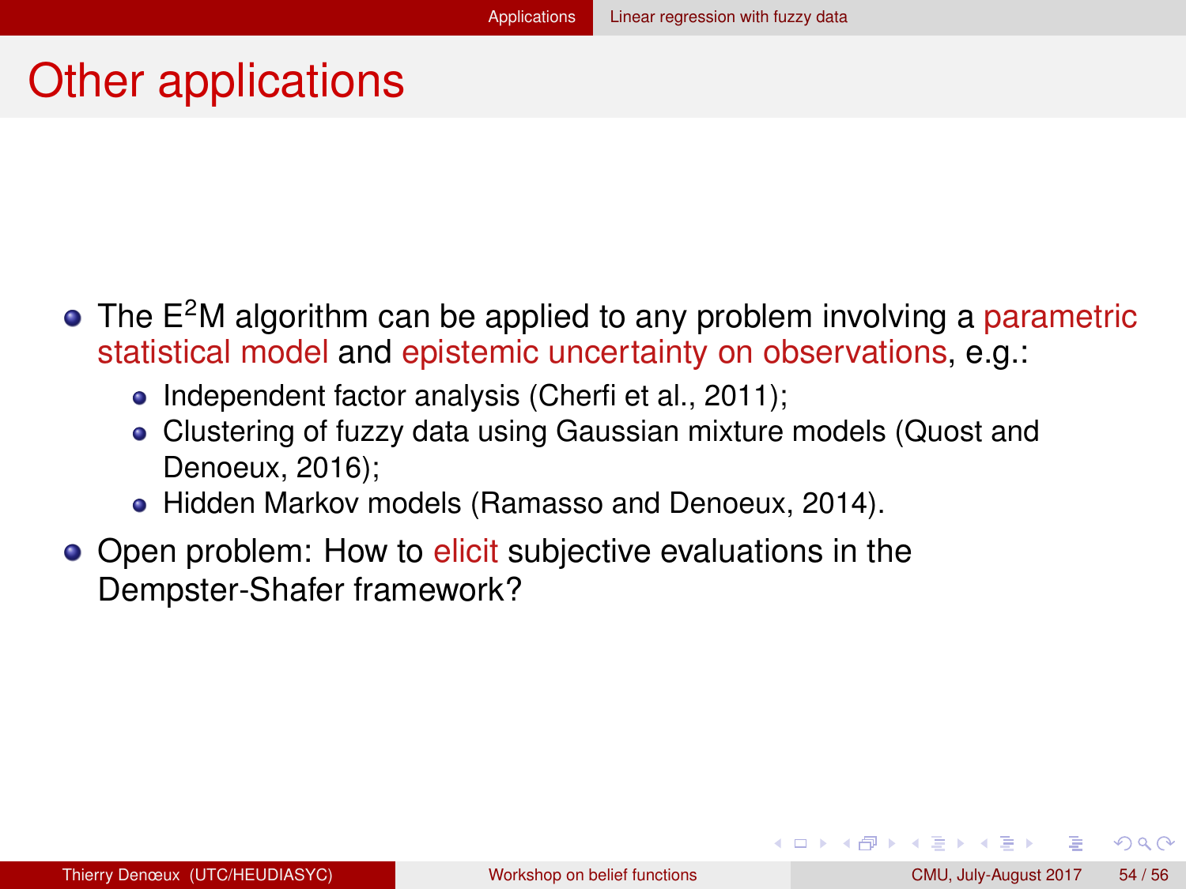# Other applications

- The $E^2M$ algorithm can be applied to any problem involving a parametric statistical model and epistemic uncertainty on observations, e.g.:
  - Independent factor analysis (Cherfi et al., 2011);
  - Clustering of fuzzy data using Gaussian mixture models (Quost and Denoeux, 2016);
  - Hidden Markov models (Ramasso and Denoeux, 2014).
- Open problem: How to elicit subjective evaluations in the Dempster-Shafer framework?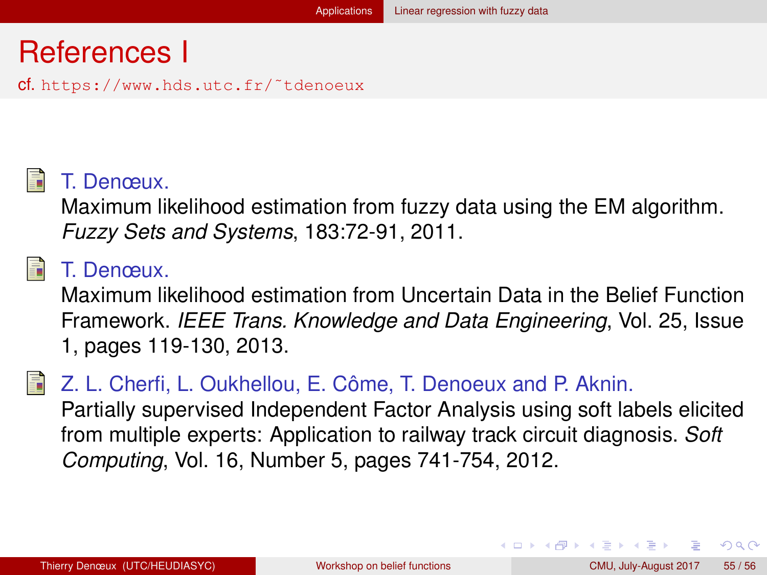# References I

cf. https://www.hds.utc.fr/~tdenoeux

- T. Denœux.
  Maximum likelihood estimation from fuzzy data using the EM algorithm.
  *Fuzzy Sets and Systems*, 183:72-91, 2011.

- T. Denœux.
  Maximum likelihood estimation from Uncertain Data in the Belief Function Framework. *IEEE Trans. Knowledge and Data Engineering*, Vol. 25, Issue 1, pages 119-130, 2013.

- Z. L. Cherfi, L. Oukhellou, E. Côme, T. Denoeux and P. Aknin.
  Partially supervised Independent Factor Analysis using soft labels elicited from multiple experts: Application to railway track circuit diagnosis. *Soft Computing*, Vol. 16, Number 5, pages 741-754, 2012.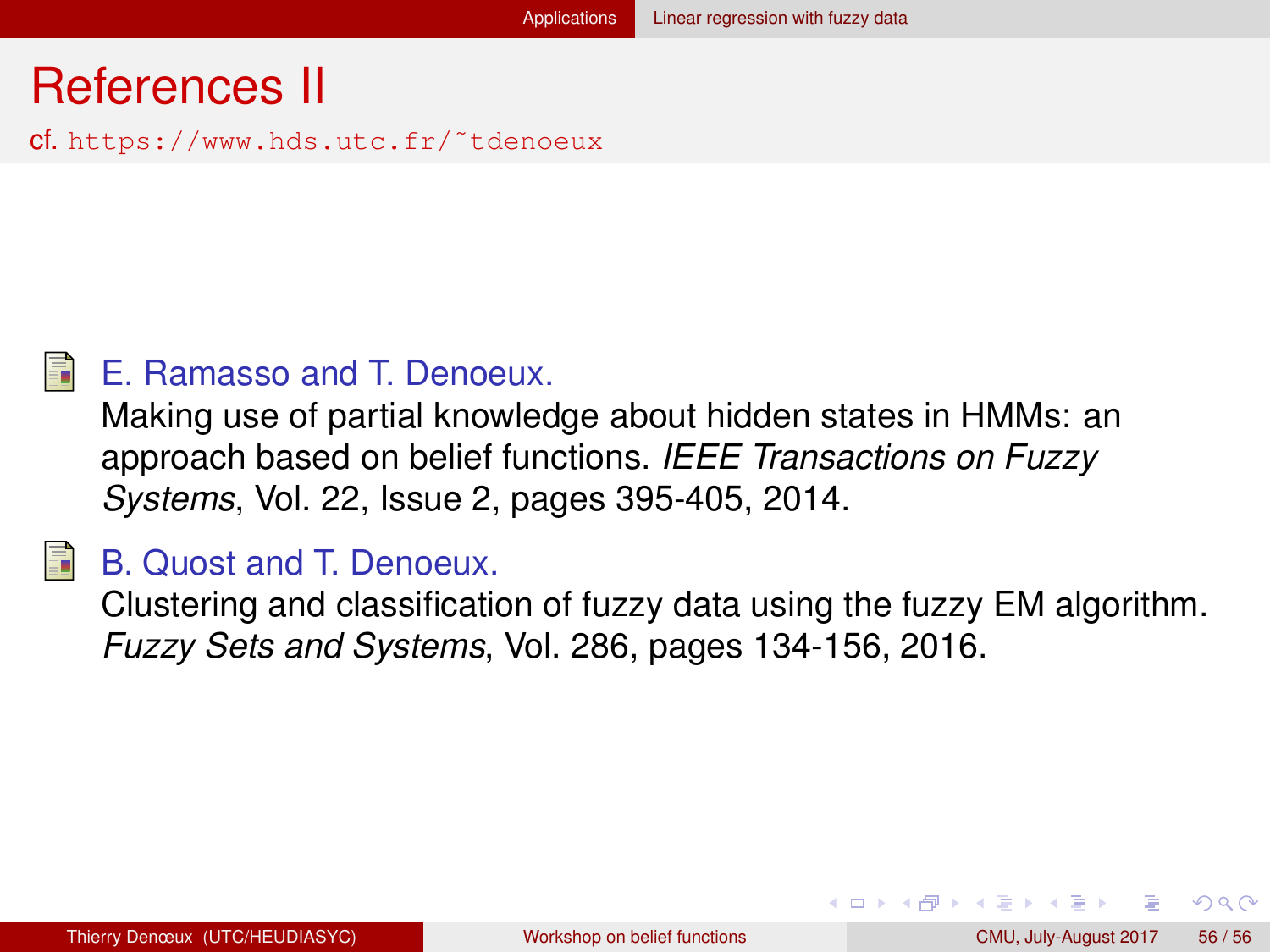# References II

cf. https://www.hds.utc.fr/~tdenoeux

- E. Ramasso and T. Denoeux.
  Making use of partial knowledge about hidden states in HMMs: an approach based on belief functions. *IEEE Transactions on Fuzzy Systems*, Vol. 22, Issue 2, pages 395-405, 2014.

- B. Quost and T. Denoeux.
  Clustering and classification of fuzzy data using the fuzzy EM algorithm. *Fuzzy Sets and Systems*, Vol. 286, pages 134-156, 2016.